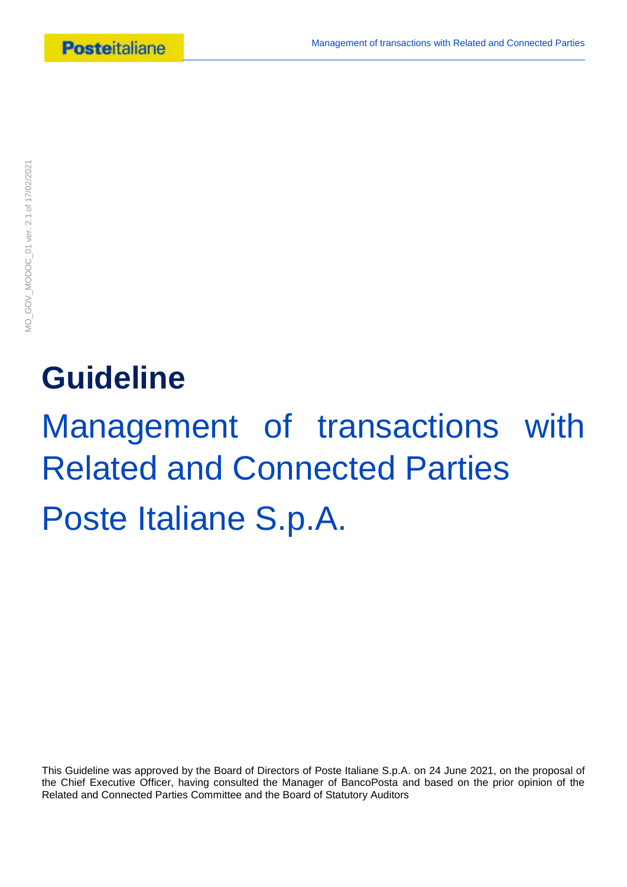# Guideline

## Management of transactions with Related and Connected Parties

## Poste Italiane S.p.A.

This Guideline was approved by the Board of Directors of Poste Italiane S.p.A. on 24 June 2021, on the proposal of the Chief Executive Officer, having consulted the Manager of BancoPosta and based on the prior opinion of the Related and Connected Parties Committee and the Board of Statutory Auditors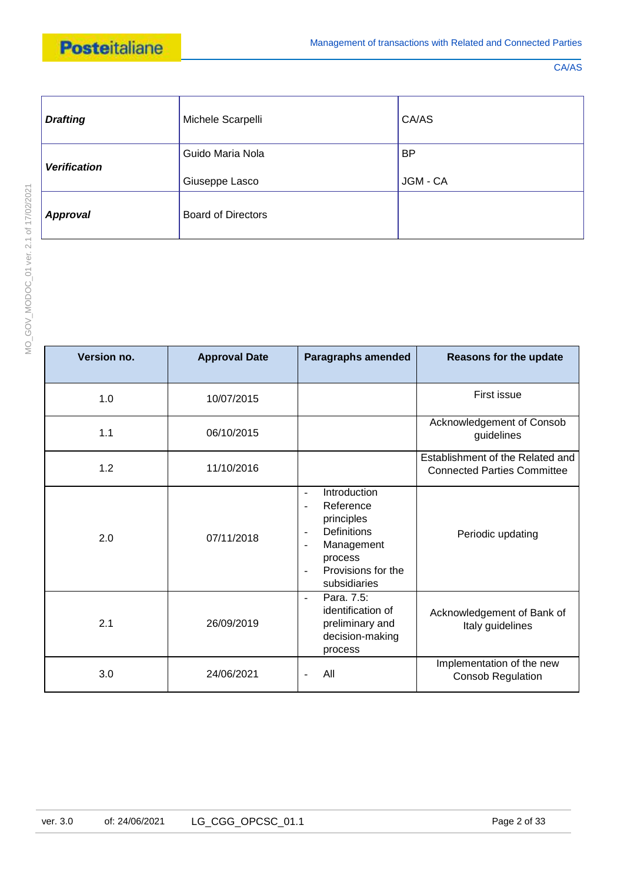| | | |
|---|---|---|
| ***Drafting*** | Michele Scarpelli | CA/AS |
| ***Verification*** | Guido Maria Nola<br><br>Giuseppe Lasco | BP<br><br>JGM - CA |
| ***Approval*** | Board of Directors | |

| Version no. | Approval Date | Paragraphs amended | Reasons for the update |
|---|---|---|---|
| 1.0 | 10/07/2015 | | First issue |
| 1.1 | 06/10/2015 | | Acknowledgement of Consob guidelines |
| 1.2 | 11/10/2016 | | Establishment of the Related and Connected Parties Committee |
| 2.0 | 07/11/2018 | - Introduction<br>- Reference principles<br>- Definitions<br>- Management process<br>- Provisions for the subsidiaries | Periodic updating |
| 2.1 | 26/09/2019 | - Para. 7.5: identification of preliminary and decision-making process | Acknowledgement of Bank of Italy guidelines |
| 3.0 | 24/06/2021 | - All | Implementation of the new Consob Regulation |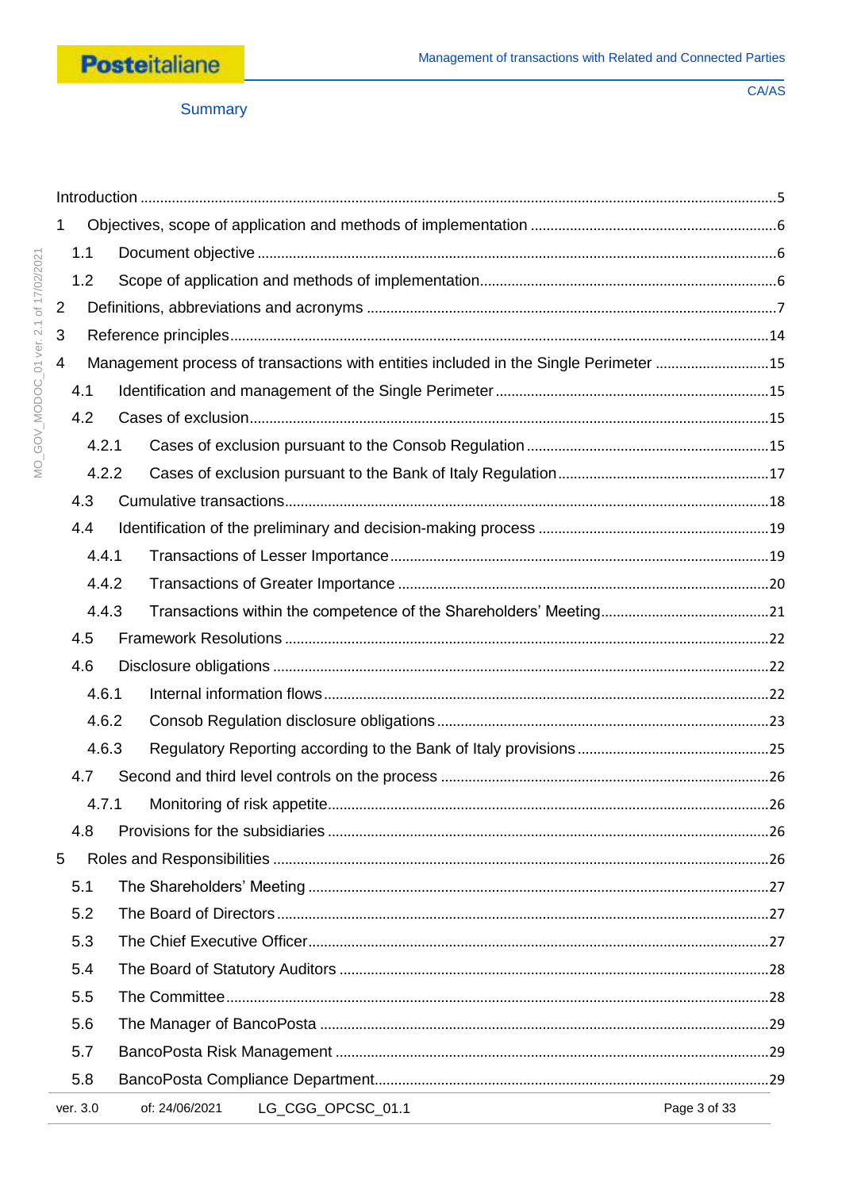# Summary

Introduction ....................................................................................................................5

1 Objectives, scope of application and methods of implementation ..............................6

- 1.1 Document objective ..........................................................................................6
- 1.2 Scope of application and methods of implementation..........................................6

2 Definitions, abbreviations and acronyms .......................................................................7

3 Reference principles......................................................................................................14

4 Management process of transactions with entities included in the Single Perimeter .............................15

- 4.1 Identification and management of the Single Perimeter .....................................15
- 4.2 Cases of exclusion...............................................................................................15
  - 4.2.1 Cases of exclusion pursuant to the Consob Regulation ....................................15
  - 4.2.2 Cases of exclusion pursuant to the Bank of Italy Regulation.............................17
- 4.3 Cumulative transactions.......................................................................................18
- 4.4 Identification of the preliminary and decision-making process ............................19
  - 4.4.1 Transactions of Lesser Importance..................................................................19
  - 4.4.2 Transactions of Greater Importance ................................................................20
  - 4.4.3 Transactions within the competence of the Shareholders' Meeting.................21
- 4.5 Framework Resolutions .......................................................................................22
- 4.6 Disclosure obligations ..........................................................................................22
  - 4.6.1 Internal information flows................................................................................22
  - 4.6.2 Consob Regulation disclosure obligations ......................................................23
  - 4.6.3 Regulatory Reporting according to the Bank of Italy provisions .....................25
- 4.7 Second and third level controls on the process ...................................................26
  - 4.7.1 Monitoring of risk appetite...............................................................................26
- 4.8 Provisions for the subsidiaries .............................................................................26

5 Roles and Responsibilities ............................................................................................26

- 5.1 The Shareholders' Meeting ..................................................................................27
- 5.2 The Board of Directors .........................................................................................27
- 5.3 The Chief Executive Officer..................................................................................27
- 5.4 The Board of Statutory Auditors ..........................................................................28
- 5.5 The Committee.....................................................................................................28
- 5.6 The Manager of BancoPosta ................................................................................29
- 5.7 BancoPosta Risk Management ............................................................................29
- 5.8 BancoPosta Compliance Department...................................................................29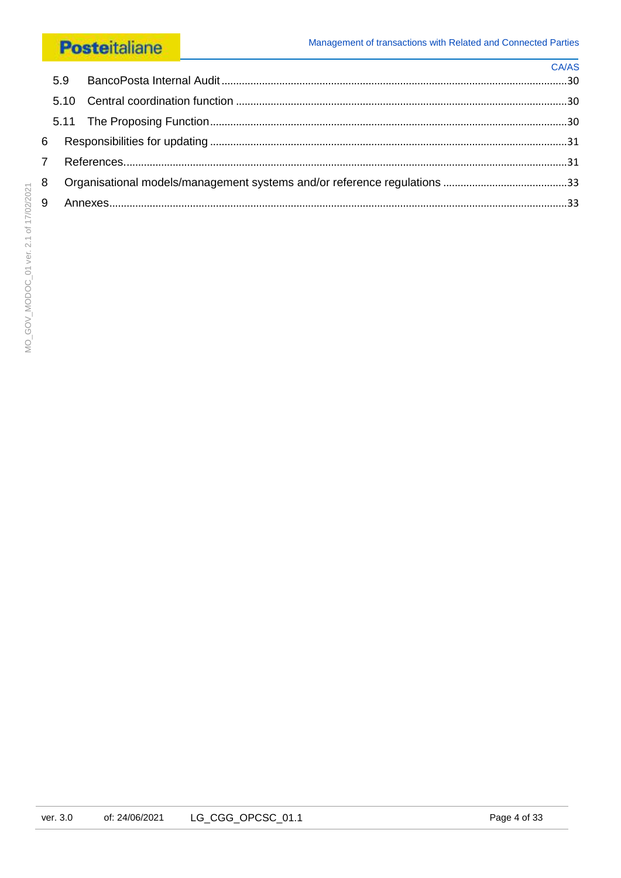5.9 BancoPosta Internal Audit ....................................................................................................................30

5.10 Central coordination function ..............................................................................................................30

5.11 The Proposing Function.......................................................................................................................30

6 Responsibilities for updating .........................................................................................................................31

7 References.......................................................................................................................................................31

8 Organisational models/management systems and/or reference regulations ..........................................33

9 Annexes...........................................................................................................................................................33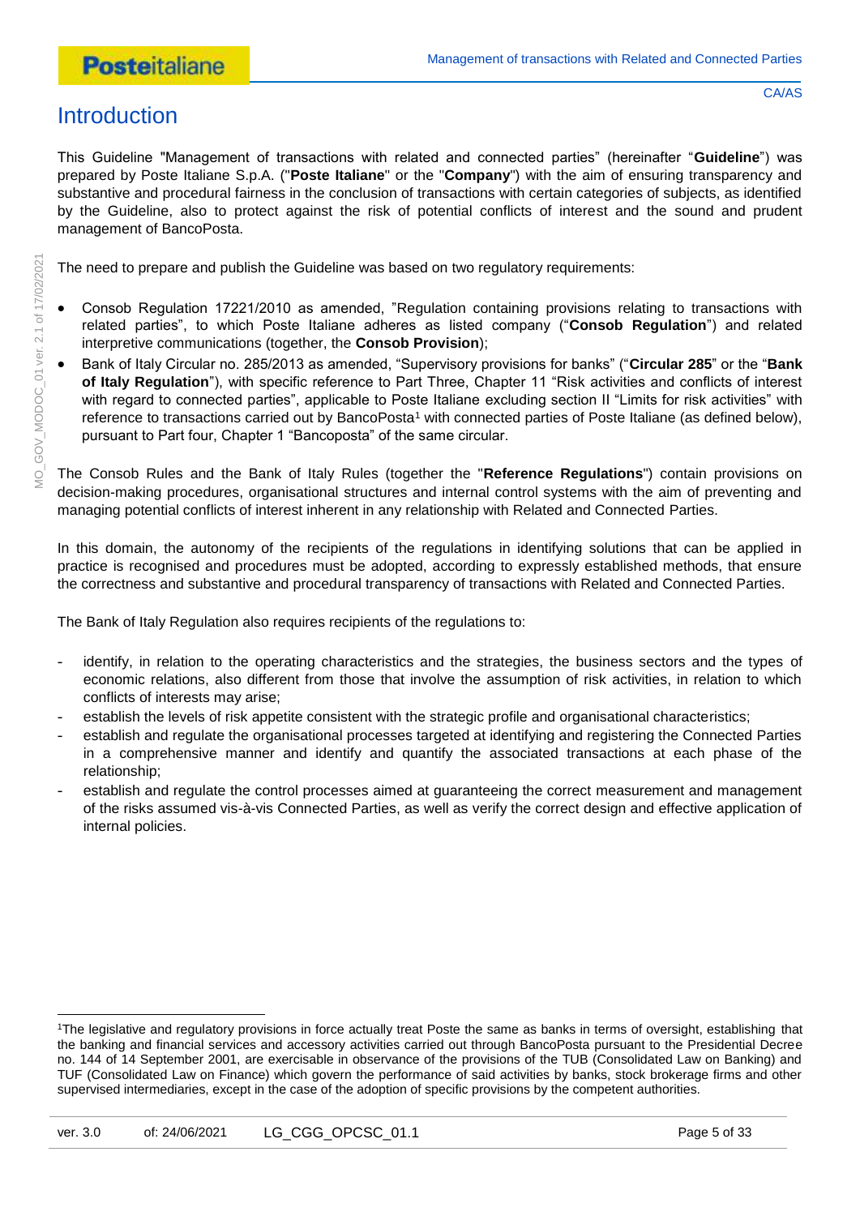# Introduction

This Guideline "Management of transactions with related and connected parties" (hereinafter "**Guideline**") was prepared by Poste Italiane S.p.A. ("**Poste Italiane**" or the "**Company**") with the aim of ensuring transparency and substantive and procedural fairness in the conclusion of transactions with certain categories of subjects, as identified by the Guideline, also to protect against the risk of potential conflicts of interest and the sound and prudent management of BancoPosta.

The need to prepare and publish the Guideline was based on two regulatory requirements:

- Consob Regulation 17221/2010 as amended, "Regulation containing provisions relating to transactions with related parties", to which Poste Italiane adheres as listed company ("**Consob Regulation**") and related interpretive communications (together, the **Consob Provision**);
- Bank of Italy Circular no. 285/2013 as amended, "Supervisory provisions for banks" ("**Circular 285**" or the "**Bank of Italy Regulation**"), with specific reference to Part Three, Chapter 11 "Risk activities and conflicts of interest with regard to connected parties", applicable to Poste Italiane excluding section II "Limits for risk activities" with reference to transactions carried out by BancoPosta[1] with connected parties of Poste Italiane (as defined below), pursuant to Part four, Chapter 1 "Bancoposta" of the same circular.

The Consob Rules and the Bank of Italy Rules (together the "**Reference Regulations**") contain provisions on decision-making procedures, organisational structures and internal control systems with the aim of preventing and managing potential conflicts of interest inherent in any relationship with Related and Connected Parties.

In this domain, the autonomy of the recipients of the regulations in identifying solutions that can be applied in practice is recognised and procedures must be adopted, according to expressly established methods, that ensure the correctness and substantive and procedural transparency of transactions with Related and Connected Parties.

The Bank of Italy Regulation also requires recipients of the regulations to:

- identify, in relation to the operating characteristics and the strategies, the business sectors and the types of economic relations, also different from those that involve the assumption of risk activities, in relation to which conflicts of interests may arise;
- establish the levels of risk appetite consistent with the strategic profile and organisational characteristics;
- establish and regulate the organisational processes targeted at identifying and registering the Connected Parties in a comprehensive manner and identify and quantify the associated transactions at each phase of the relationship;
- establish and regulate the control processes aimed at guaranteeing the correct measurement and management of the risks assumed vis-à-vis Connected Parties, as well as verify the correct design and effective application of internal policies.

[1]The legislative and regulatory provisions in force actually treat Poste the same as banks in terms of oversight, establishing that the banking and financial services and accessory activities carried out through BancoPosta pursuant to the Presidential Decree no. 144 of 14 September 2001, are exercisable in observance of the provisions of the TUB (Consolidated Law on Banking) and TUF (Consolidated Law on Finance) which govern the performance of said activities by banks, stock brokerage firms and other supervised intermediaries, except in the case of the adoption of specific provisions by the competent authorities.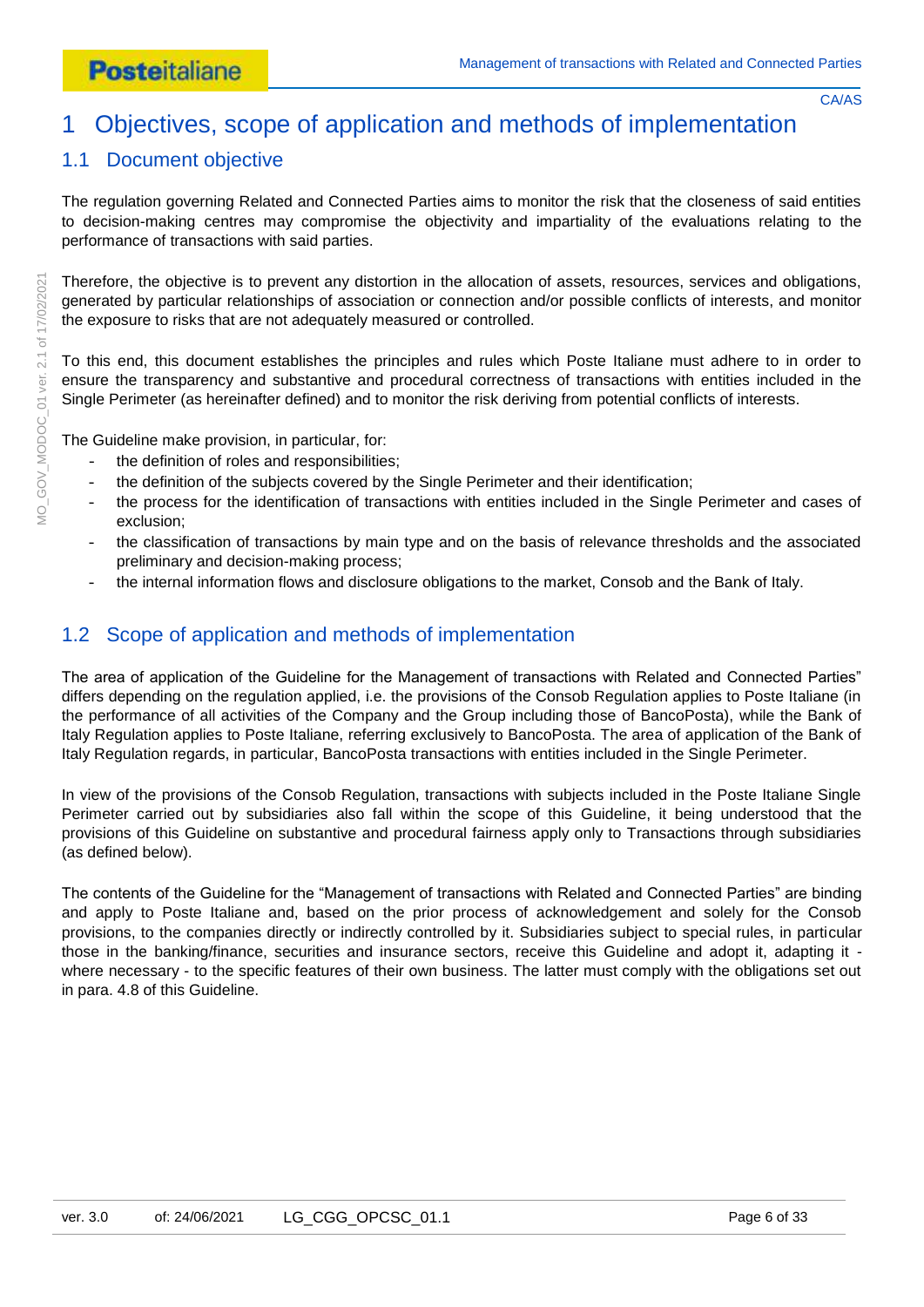# 1 Objectives, scope of application and methods of implementation

## 1.1 Document objective

The regulation governing Related and Connected Parties aims to monitor the risk that the closeness of said entities to decision-making centres may compromise the objectivity and impartiality of the evaluations relating to the performance of transactions with said parties.

Therefore, the objective is to prevent any distortion in the allocation of assets, resources, services and obligations, generated by particular relationships of association or connection and/or possible conflicts of interests, and monitor the exposure to risks that are not adequately measured or controlled.

To this end, this document establishes the principles and rules which Poste Italiane must adhere to in order to ensure the transparency and substantive and procedural correctness of transactions with entities included in the Single Perimeter (as hereinafter defined) and to monitor the risk deriving from potential conflicts of interests.

The Guideline make provision, in particular, for:

- the definition of roles and responsibilities;
- the definition of the subjects covered by the Single Perimeter and their identification;
- the process for the identification of transactions with entities included in the Single Perimeter and cases of exclusion;
- the classification of transactions by main type and on the basis of relevance thresholds and the associated preliminary and decision-making process;
- the internal information flows and disclosure obligations to the market, Consob and the Bank of Italy.

## 1.2 Scope of application and methods of implementation

The area of application of the Guideline for the Management of transactions with Related and Connected Parties" differs depending on the regulation applied, i.e. the provisions of the Consob Regulation applies to Poste Italiane (in the performance of all activities of the Company and the Group including those of BancoPosta), while the Bank of Italy Regulation applies to Poste Italiane, referring exclusively to BancoPosta. The area of application of the Bank of Italy Regulation regards, in particular, BancoPosta transactions with entities included in the Single Perimeter.

In view of the provisions of the Consob Regulation, transactions with subjects included in the Poste Italiane Single Perimeter carried out by subsidiaries also fall within the scope of this Guideline, it being understood that the provisions of this Guideline on substantive and procedural fairness apply only to Transactions through subsidiaries (as defined below).

The contents of the Guideline for the "Management of transactions with Related and Connected Parties" are binding and apply to Poste Italiane and, based on the prior process of acknowledgement and solely for the Consob provisions, to the companies directly or indirectly controlled by it. Subsidiaries subject to special rules, in particular those in the banking/finance, securities and insurance sectors, receive this Guideline and adopt it, adapting it - where necessary - to the specific features of their own business. The latter must comply with the obligations set out in para. 4.8 of this Guideline.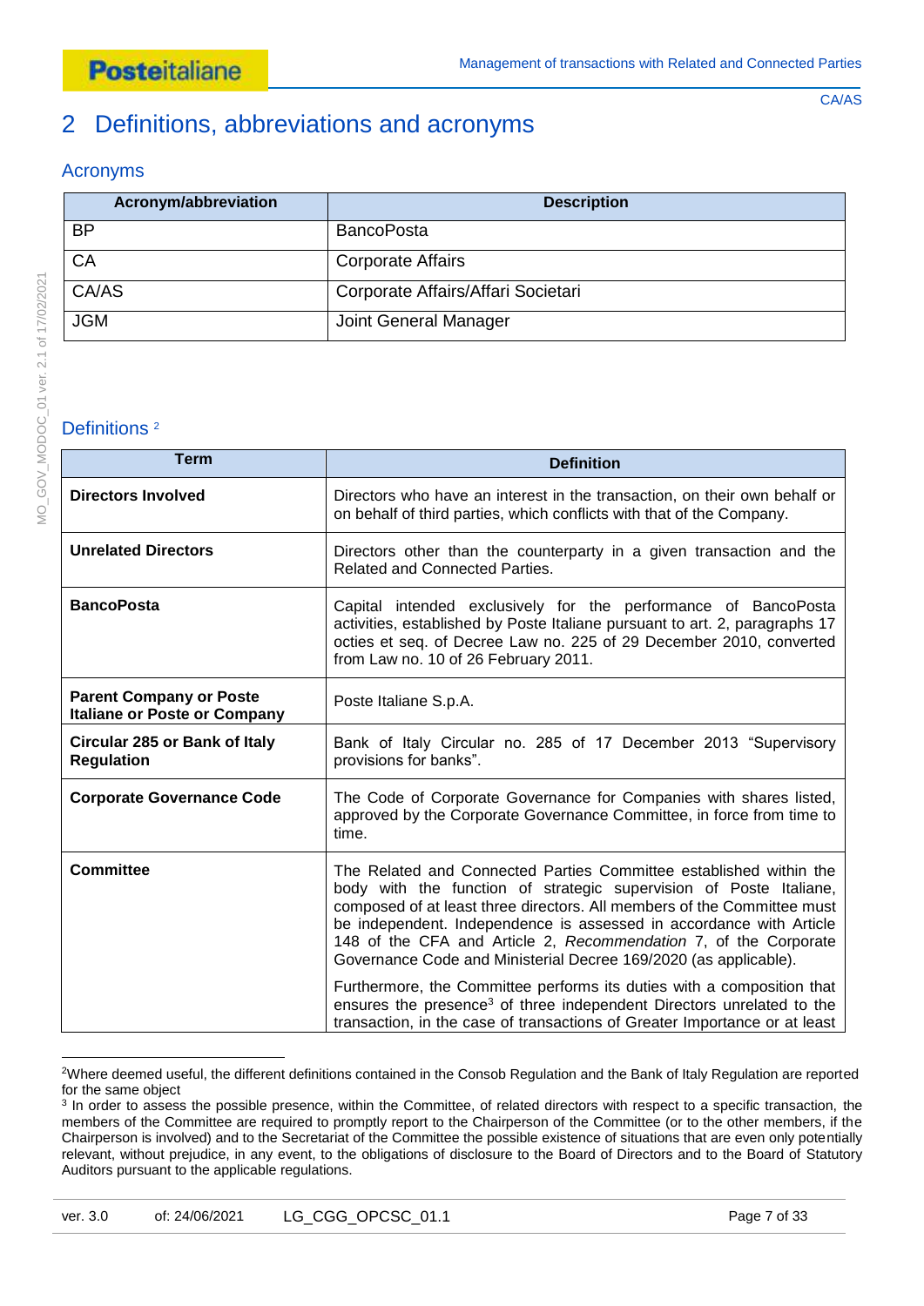# 2 Definitions, abbreviations and acronyms

## Acronyms

| Acronym/abbreviation | Description |
|---|---|
| BP | BancoPosta |
| CA | Corporate Affairs |
| CA/AS | Corporate Affairs/Affari Societari |
| JGM | Joint General Manager |

## Definitions [2]

| Term | Definition |
|---|---|
| **Directors Involved** | Directors who have an interest in the transaction, on their own behalf or on behalf of third parties, which conflicts with that of the Company. |
| **Unrelated Directors** | Directors other than the counterparty in a given transaction and the Related and Connected Parties. |
| **BancoPosta** | Capital intended exclusively for the performance of BancoPosta activities, established by Poste Italiane pursuant to art. 2, paragraphs 17 octies et seq. of Decree Law no. 225 of 29 December 2010, converted from Law no. 10 of 26 February 2011. |
| **Parent Company or Poste Italiane or Poste or Company** | Poste Italiane S.p.A. |
| **Circular 285 or Bank of Italy Regulation** | Bank of Italy Circular no. 285 of 17 December 2013 "Supervisory provisions for banks". |
| **Corporate Governance Code** | The Code of Corporate Governance for Companies with shares listed, approved by the Corporate Governance Committee, in force from time to time. |
| **Committee** | The Related and Connected Parties Committee established within the body with the function of strategic supervision of Poste Italiane, composed of at least three directors. All members of the Committee must be independent. Independence is assessed in accordance with Article 148 of the CFA and Article 2, *Recommendation* 7, of the Corporate Governance Code and Ministerial Decree 169/2020 (as applicable).<br><br>Furthermore, the Committee performs its duties with a composition that ensures the presence[3] of three independent Directors unrelated to the transaction, in the case of transactions of Greater Importance or at least |

[2]Where deemed useful, the different definitions contained in the Consob Regulation and the Bank of Italy Regulation are reported for the same object

[3] In order to assess the possible presence, within the Committee, of related directors with respect to a specific transaction, the members of the Committee are required to promptly report to the Chairperson of the Committee (or to the other members, if the Chairperson is involved) and to the Secretariat of the Committee the possible existence of situations that are even only potentially relevant, without prejudice, in any event, to the obligations of disclosure to the Board of Directors and to the Board of Statutory Auditors pursuant to the applicable regulations.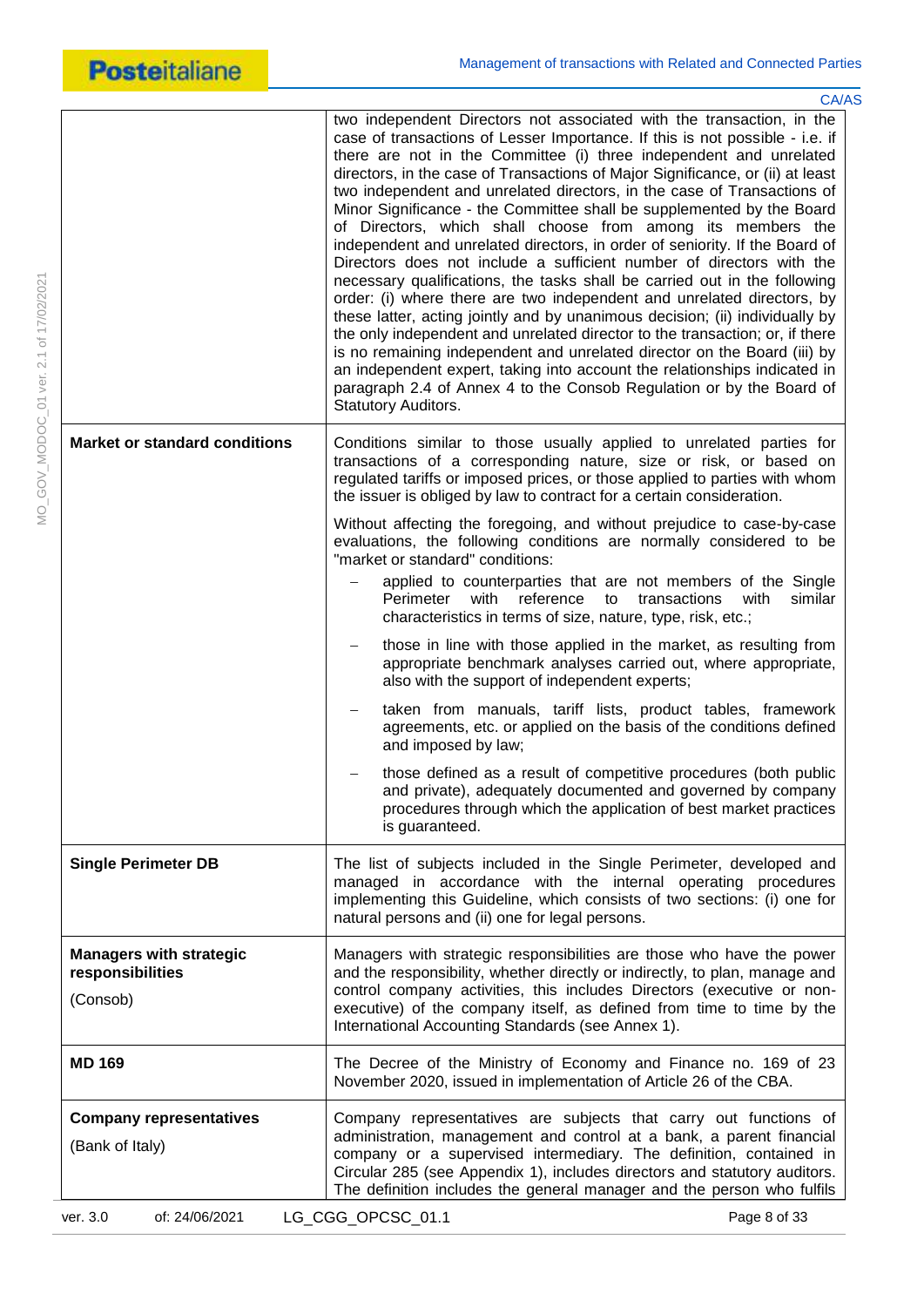| | |
|---|---|
| | two independent Directors not associated with the transaction, in the case of transactions of Lesser Importance. If this is not possible - i.e. if there are not in the Committee (i) three independent and unrelated directors, in the case of Transactions of Major Significance, or (ii) at least two independent and unrelated directors, in the case of Transactions of Minor Significance - the Committee shall be supplemented by the Board of Directors, which shall choose from among its members the independent and unrelated directors, in order of seniority. If the Board of Directors does not include a sufficient number of directors with the necessary qualifications, the tasks shall be carried out in the following order: (i) where there are two independent and unrelated directors, by these latter, acting jointly and by unanimous decision; (ii) individually by the only independent and unrelated director to the transaction; or, if there is no remaining independent and unrelated director on the Board (iii) by an independent expert, taking into account the relationships indicated in paragraph 2.4 of Annex 4 to the Consob Regulation or by the Board of Statutory Auditors. |
| **Market or standard conditions** | Conditions similar to those usually applied to unrelated parties for transactions of a corresponding nature, size or risk, or based on regulated tariffs or imposed prices, or those applied to parties with whom the issuer is obliged by law to contract for a certain consideration.<br><br>Without affecting the foregoing, and without prejudice to case-by-case evaluations, the following conditions are normally considered to be "market or standard" conditions:<br>– applied to counterparties that are not members of the Single Perimeter with reference to transactions with similar characteristics in terms of size, nature, type, risk, etc.;<br>– those in line with those applied in the market, as resulting from appropriate benchmark analyses carried out, where appropriate, also with the support of independent experts;<br>– taken from manuals, tariff lists, product tables, framework agreements, etc. or applied on the basis of the conditions defined and imposed by law;<br>– those defined as a result of competitive procedures (both public and private), adequately documented and governed by company procedures through which the application of best market practices is guaranteed. |
| **Single Perimeter DB** | The list of subjects included in the Single Perimeter, developed and managed in accordance with the internal operating procedures implementing this Guideline, which consists of two sections: (i) one for natural persons and (ii) one for legal persons. |
| **Managers with strategic responsibilities**<br><br>(Consob) | Managers with strategic responsibilities are those who have the power and the responsibility, whether directly or indirectly, to plan, manage and control company activities, this includes Directors (executive or non-executive) of the company itself, as defined from time to time by the International Accounting Standards (see Annex 1). |
| **MD 169** | The Decree of the Ministry of Economy and Finance no. 169 of 23 November 2020, issued in implementation of Article 26 of the CBA. |
| **Company representatives**<br><br>(Bank of Italy) | Company representatives are subjects that carry out functions of administration, management and control at a bank, a parent financial company or a supervised intermediary. The definition, contained in Circular 285 (see Appendix 1), includes directors and statutory auditors. The definition includes the general manager and the person who fulfils |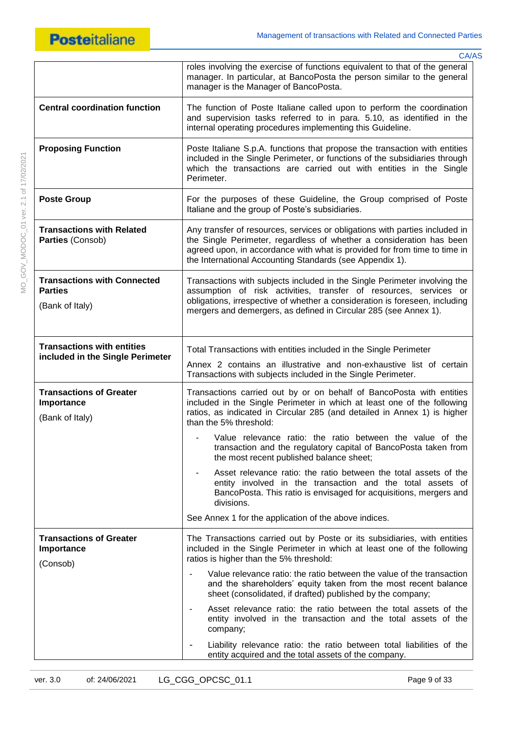| | |
|---|---|
| | roles involving the exercise of functions equivalent to that of the general manager. In particular, at BancoPosta the person similar to the general manager is the Manager of BancoPosta. |
| **Central coordination function** | The function of Poste Italiane called upon to perform the coordination and supervision tasks referred to in para. 5.10, as identified in the internal operating procedures implementing this Guideline. |
| **Proposing Function** | Poste Italiane S.p.A. functions that propose the transaction with entities included in the Single Perimeter, or functions of the subsidiaries through which the transactions are carried out with entities in the Single Perimeter. |
| **Poste Group** | For the purposes of these Guideline, the Group comprised of Poste Italiane and the group of Poste's subsidiaries. |
| **Transactions with Related Parties** (Consob) | Any transfer of resources, services or obligations with parties included in the Single Perimeter, regardless of whether a consideration has been agreed upon, in accordance with what is provided for from time to time in the International Accounting Standards (see Appendix 1). |
| **Transactions with Connected Parties**<br><br>(Bank of Italy) | Transactions with subjects included in the Single Perimeter involving the assumption of risk activities, transfer of resources, services or obligations, irrespective of whether a consideration is foreseen, including mergers and demergers, as defined in Circular 285 (see Annex 1). |
| **Transactions with entities included in the Single Perimeter** | Total Transactions with entities included in the Single Perimeter<br><br>Annex 2 contains an illustrative and non-exhaustive list of certain Transactions with subjects included in the Single Perimeter. |
| **Transactions of Greater Importance**<br><br>(Bank of Italy) | Transactions carried out by or on behalf of BancoPosta with entities included in the Single Perimeter in which at least one of the following ratios, as indicated in Circular 285 (and detailed in Annex 1) is higher than the 5% threshold:<br><br>- Value relevance ratio: the ratio between the value of the transaction and the regulatory capital of BancoPosta taken from the most recent published balance sheet;<br><br>- Asset relevance ratio: the ratio between the total assets of the entity involved in the transaction and the total assets of BancoPosta. This ratio is envisaged for acquisitions, mergers and divisions.<br><br>See Annex 1 for the application of the above indices. |
| **Transactions of Greater Importance**<br><br>(Consob) | The Transactions carried out by Poste or its subsidiaries, with entities included in the Single Perimeter in which at least one of the following ratios is higher than the 5% threshold:<br><br>- Value relevance ratio: the ratio between the value of the transaction and the shareholders' equity taken from the most recent balance sheet (consolidated, if drafted) published by the company;<br><br>- Asset relevance ratio: the ratio between the total assets of the entity involved in the transaction and the total assets of the company;<br><br>- Liability relevance ratio: the ratio between total liabilities of the entity acquired and the total assets of the company. |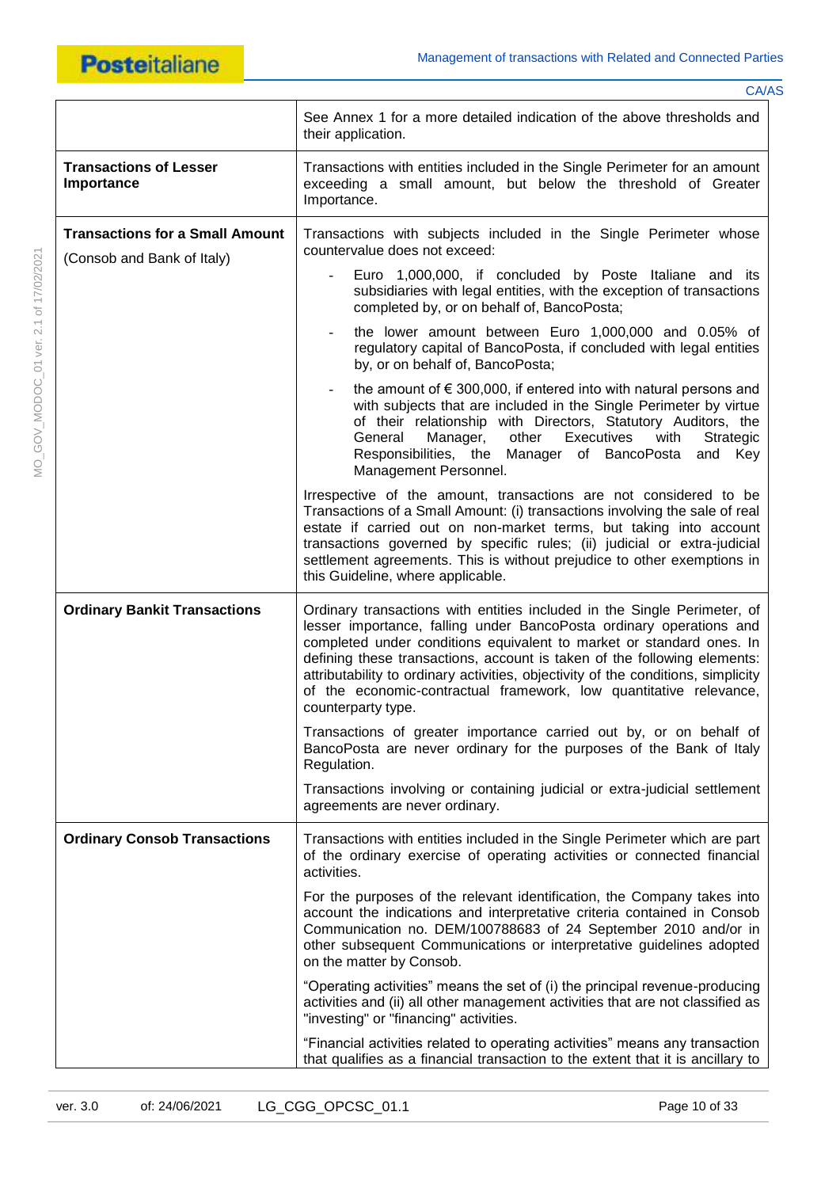| | |
|---|---|
| | See Annex 1 for a more detailed indication of the above thresholds and their application. |
| **Transactions of Lesser Importance** | Transactions with entities included in the Single Perimeter for an amount exceeding a small amount, but below the threshold of Greater Importance. |
| **Transactions for a Small Amount** (Consob and Bank of Italy) | Transactions with subjects included in the Single Perimeter whose countervalue does not exceed:<br>- Euro 1,000,000, if concluded by Poste Italiane and its subsidiaries with legal entities, with the exception of transactions completed by, or on behalf of, BancoPosta;<br>- the lower amount between Euro 1,000,000 and 0.05% of regulatory capital of BancoPosta, if concluded with legal entities by, or on behalf of, BancoPosta;<br>- the amount of € 300,000, if entered into with natural persons and with subjects that are included in the Single Perimeter by virtue of their relationship with Directors, Statutory Auditors, the General Manager, other Executives with Strategic Responsibilities, the Manager of BancoPosta and Key Management Personnel.<br><br>Irrespective of the amount, transactions are not considered to be Transactions of a Small Amount: (i) transactions involving the sale of real estate if carried out on non-market terms, but taking into account transactions governed by specific rules; (ii) judicial or extra-judicial settlement agreements. This is without prejudice to other exemptions in this Guideline, where applicable. |
| **Ordinary Bankit Transactions** | Ordinary transactions with entities included in the Single Perimeter, of lesser importance, falling under BancoPosta ordinary operations and completed under conditions equivalent to market or standard ones. In defining these transactions, account is taken of the following elements: attributability to ordinary activities, objectivity of the conditions, simplicity of the economic-contractual framework, low quantitative relevance, counterparty type.<br><br>Transactions of greater importance carried out by, or on behalf of BancoPosta are never ordinary for the purposes of the Bank of Italy Regulation.<br><br>Transactions involving or containing judicial or extra-judicial settlement agreements are never ordinary. |
| **Ordinary Consob Transactions** | Transactions with entities included in the Single Perimeter which are part of the ordinary exercise of operating activities or connected financial activities.<br><br>For the purposes of the relevant identification, the Company takes into account the indications and interpretative criteria contained in Consob Communication no. DEM/100788683 of 24 September 2010 and/or in other subsequent Communications or interpretative guidelines adopted on the matter by Consob.<br><br>"Operating activities" means the set of (i) the principal revenue-producing activities and (ii) all other management activities that are not classified as "investing" or "financing" activities.<br><br>"Financial activities related to operating activities" means any transaction that qualifies as a financial transaction to the extent that it is ancillary to |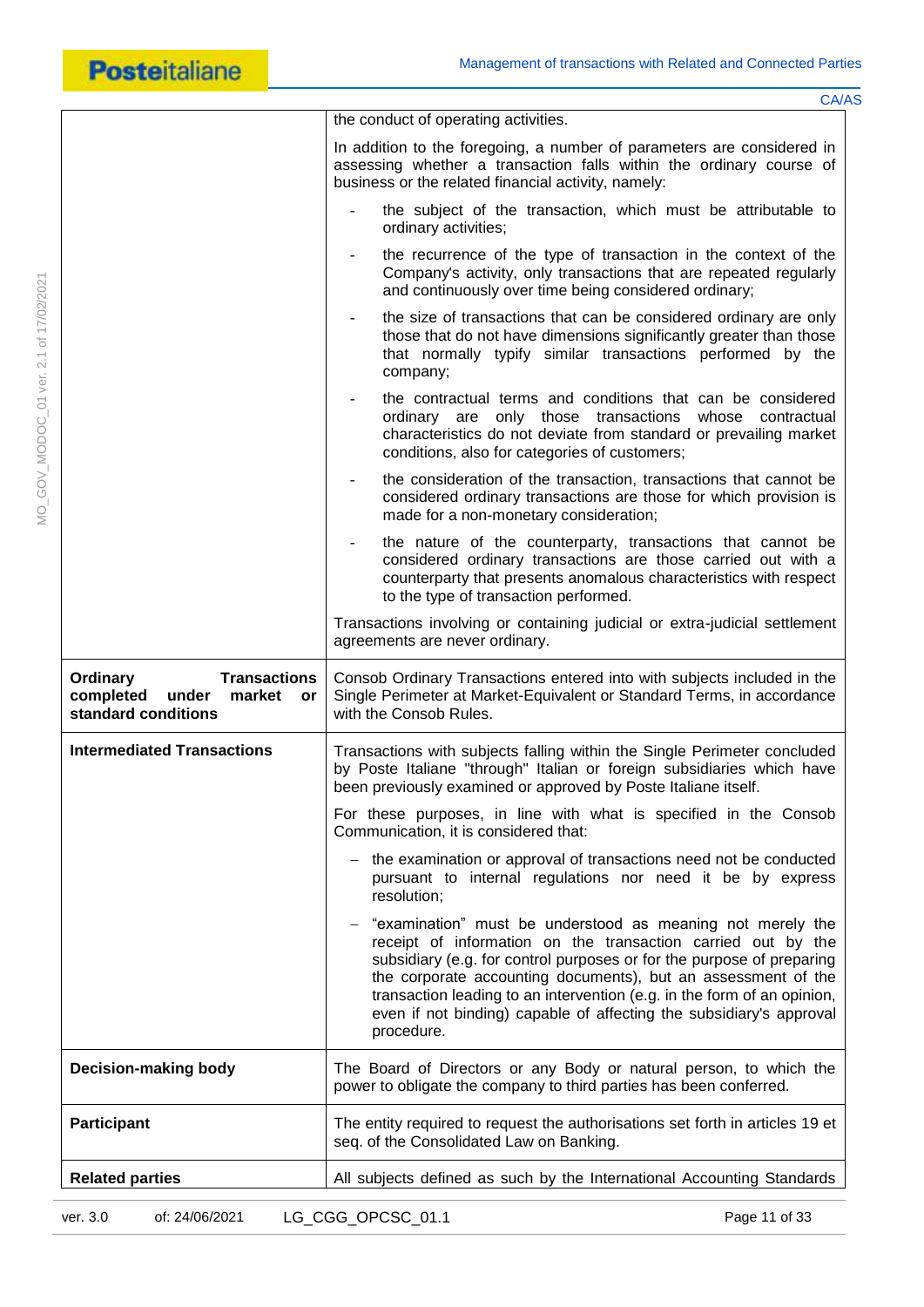| | |
|---|---|
| | the conduct of operating activities.<br><br>In addition to the foregoing, a number of parameters are considered in assessing whether a transaction falls within the ordinary course of business or the related financial activity, namely:<br><br>- the subject of the transaction, which must be attributable to ordinary activities;<br>- the recurrence of the type of transaction in the context of the Company's activity, only transactions that are repeated regularly and continuously over time being considered ordinary;<br>- the size of transactions that can be considered ordinary are only those that do not have dimensions significantly greater than those that normally typify similar transactions performed by the company;<br>- the contractual terms and conditions that can be considered ordinary are only those transactions whose contractual characteristics do not deviate from standard or prevailing market conditions, also for categories of customers;<br>- the consideration of the transaction, transactions that cannot be considered ordinary transactions are those for which provision is made for a non-monetary consideration;<br>- the nature of the counterparty, transactions that cannot be considered ordinary transactions are those carried out with a counterparty that presents anomalous characteristics with respect to the type of transaction performed.<br><br>Transactions involving or containing judicial or extra-judicial settlement agreements are never ordinary. |
| **Ordinary Transactions completed under market or standard conditions** | Consob Ordinary Transactions entered into with subjects included in the Single Perimeter at Market-Equivalent or Standard Terms, in accordance with the Consob Rules. |
| **Intermediated Transactions** | Transactions with subjects falling within the Single Perimeter concluded by Poste Italiane "through" Italian or foreign subsidiaries which have been previously examined or approved by Poste Italiane itself.<br><br>For these purposes, in line with what is specified in the Consob Communication, it is considered that:<br><br>– the examination or approval of transactions need not be conducted pursuant to internal regulations nor need it be by express resolution;<br>– "examination" must be understood as meaning not merely the receipt of information on the transaction carried out by the subsidiary (e.g. for control purposes or for the purpose of preparing the corporate accounting documents), but an assessment of the transaction leading to an intervention (e.g. in the form of an opinion, even if not binding) capable of affecting the subsidiary's approval procedure. |
| **Decision-making body** | The Board of Directors or any Body or natural person, to which the power to obligate the company to third parties has been conferred. |
| **Participant** | The entity required to request the authorisations set forth in articles 19 et seq. of the Consolidated Law on Banking. |
| **Related parties** | All subjects defined as such by the International Accounting Standards |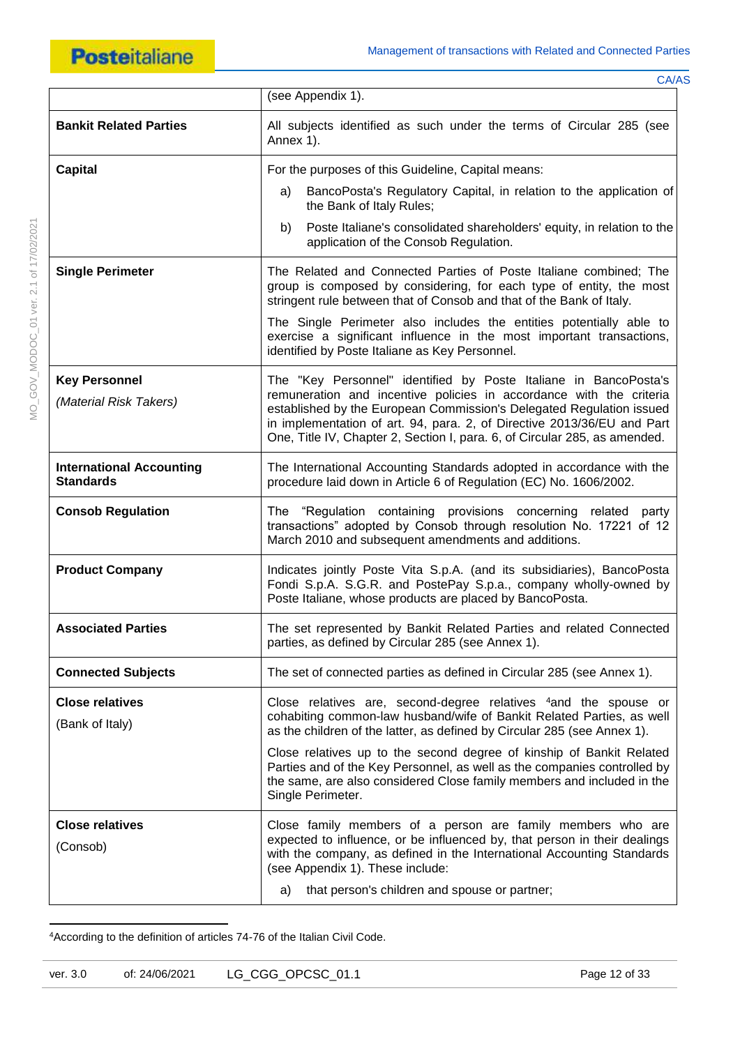| | |
|---|---|
| | (see Appendix 1). |
| **Bankit Related Parties** | All subjects identified as such under the terms of Circular 285 (see Annex 1). |
| **Capital** | For the purposes of this Guideline, Capital means:<br>a) BancoPosta's Regulatory Capital, in relation to the application of the Bank of Italy Rules;<br>b) Poste Italiane's consolidated shareholders' equity, in relation to the application of the Consob Regulation. |
| **Single Perimeter** | The Related and Connected Parties of Poste Italiane combined; The group is composed by considering, for each type of entity, the most stringent rule between that of Consob and that of the Bank of Italy.<br>The Single Perimeter also includes the entities potentially able to exercise a significant influence in the most important transactions, identified by Poste Italiane as Key Personnel. |
| **Key Personnel**<br>*(Material Risk Takers)* | The "Key Personnel" identified by Poste Italiane in BancoPosta's remuneration and incentive policies in accordance with the criteria established by the European Commission's Delegated Regulation issued in implementation of art. 94, para. 2, of Directive 2013/36/EU and Part One, Title IV, Chapter 2, Section I, para. 6, of Circular 285, as amended. |
| **International Accounting Standards** | The International Accounting Standards adopted in accordance with the procedure laid down in Article 6 of Regulation (EC) No. 1606/2002. |
| **Consob Regulation** | The "Regulation containing provisions concerning related party transactions" adopted by Consob through resolution No. 17221 of 12 March 2010 and subsequent amendments and additions. |
| **Product Company** | Indicates jointly Poste Vita S.p.A. (and its subsidiaries), BancoPosta Fondi S.p.A. S.G.R. and PostePay S.p.a., company wholly-owned by Poste Italiane, whose products are placed by BancoPosta. |
| **Associated Parties** | The set represented by Bankit Related Parties and related Connected parties, as defined by Circular 285 (see Annex 1). |
| **Connected Subjects** | The set of connected parties as defined in Circular 285 (see Annex 1). |
| **Close relatives**<br>(Bank of Italy) | Close relatives are, second-degree relatives [4]and the spouse or cohabiting common-law husband/wife of Bankit Related Parties, as well as the children of the latter, as defined by Circular 285 (see Annex 1).<br>Close relatives up to the second degree of kinship of Bankit Related Parties and of the Key Personnel, as well as the companies controlled by the same, are also considered Close family members and included in the Single Perimeter. |
| **Close relatives**<br>(Consob) | Close family members of a person are family members who are expected to influence, or be influenced by, that person in their dealings with the company, as defined in the International Accounting Standards (see Appendix 1). These include:<br>a) that person's children and spouse or partner; |

[4]According to the definition of articles 74-76 of the Italian Civil Code.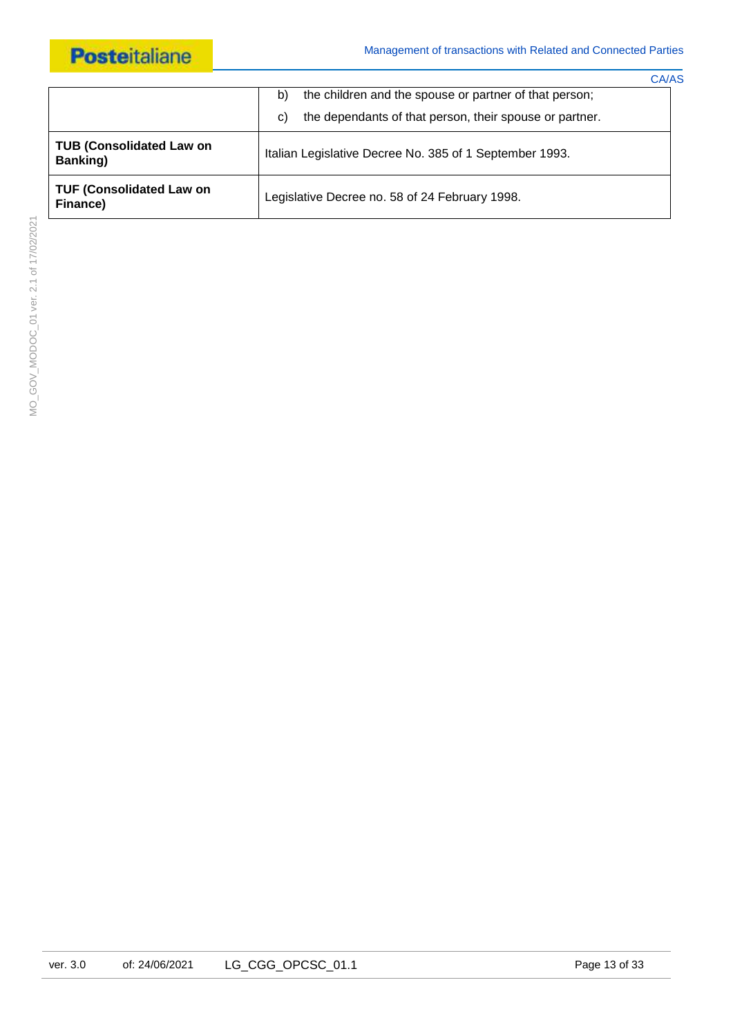| | |
|---|---|
| | b) the children and the spouse or partner of that person;<br>c) the dependants of that person, their spouse or partner. |
| **TUB (Consolidated Law on Banking)** | Italian Legislative Decree No. 385 of 1 September 1993. |
| **TUF (Consolidated Law on Finance)** | Legislative Decree no. 58 of 24 February 1998. |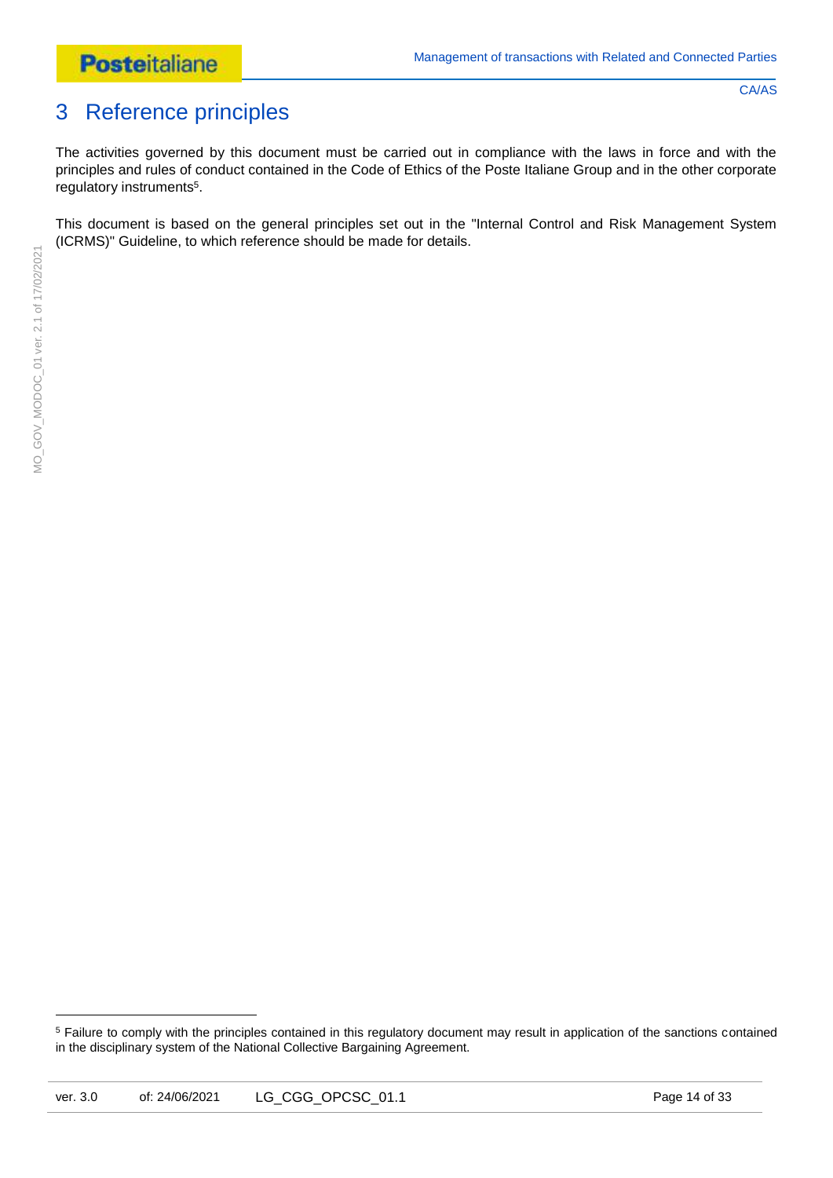# 3 Reference principles

The activities governed by this document must be carried out in compliance with the laws in force and with the principles and rules of conduct contained in the Code of Ethics of the Poste Italiane Group and in the other corporate regulatory instruments[5].

This document is based on the general principles set out in the "Internal Control and Risk Management System (ICRMS)" Guideline, to which reference should be made for details.

[5] Failure to comply with the principles contained in this regulatory document may result in application of the sanctions contained in the disciplinary system of the National Collective Bargaining Agreement.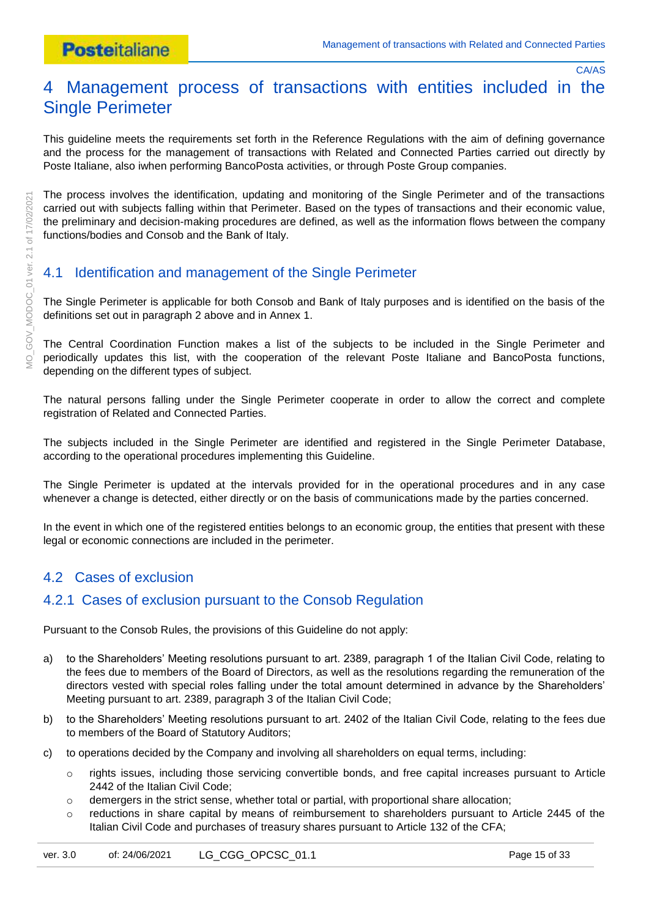# 4 Management process of transactions with entities included in the Single Perimeter

This guideline meets the requirements set forth in the Reference Regulations with the aim of defining governance and the process for the management of transactions with Related and Connected Parties carried out directly by Poste Italiane, also iwhen performing BancoPosta activities, or through Poste Group companies.

The process involves the identification, updating and monitoring of the Single Perimeter and of the transactions carried out with subjects falling within that Perimeter. Based on the types of transactions and their economic value, the preliminary and decision-making procedures are defined, as well as the information flows between the company functions/bodies and Consob and the Bank of Italy.

## 4.1 Identification and management of the Single Perimeter

The Single Perimeter is applicable for both Consob and Bank of Italy purposes and is identified on the basis of the definitions set out in paragraph 2 above and in Annex 1.

The Central Coordination Function makes a list of the subjects to be included in the Single Perimeter and periodically updates this list, with the cooperation of the relevant Poste Italiane and BancoPosta functions, depending on the different types of subject.

The natural persons falling under the Single Perimeter cooperate in order to allow the correct and complete registration of Related and Connected Parties.

The subjects included in the Single Perimeter are identified and registered in the Single Perimeter Database, according to the operational procedures implementing this Guideline.

The Single Perimeter is updated at the intervals provided for in the operational procedures and in any case whenever a change is detected, either directly or on the basis of communications made by the parties concerned.

In the event in which one of the registered entities belongs to an economic group, the entities that present with these legal or economic connections are included in the perimeter.

## 4.2 Cases of exclusion

### 4.2.1 Cases of exclusion pursuant to the Consob Regulation

Pursuant to the Consob Rules, the provisions of this Guideline do not apply:

a) to the Shareholders' Meeting resolutions pursuant to art. 2389, paragraph 1 of the Italian Civil Code, relating to the fees due to members of the Board of Directors, as well as the resolutions regarding the remuneration of the directors vested with special roles falling under the total amount determined in advance by the Shareholders' Meeting pursuant to art. 2389, paragraph 3 of the Italian Civil Code;

b) to the Shareholders' Meeting resolutions pursuant to art. 2402 of the Italian Civil Code, relating to the fees due to members of the Board of Statutory Auditors;

c) to operations decided by the Company and involving all shareholders on equal terms, including:
   - rights issues, including those servicing convertible bonds, and free capital increases pursuant to Article 2442 of the Italian Civil Code;
   - demergers in the strict sense, whether total or partial, with proportional share allocation;
   - reductions in share capital by means of reimbursement to shareholders pursuant to Article 2445 of the Italian Civil Code and purchases of treasury shares pursuant to Article 132 of the CFA;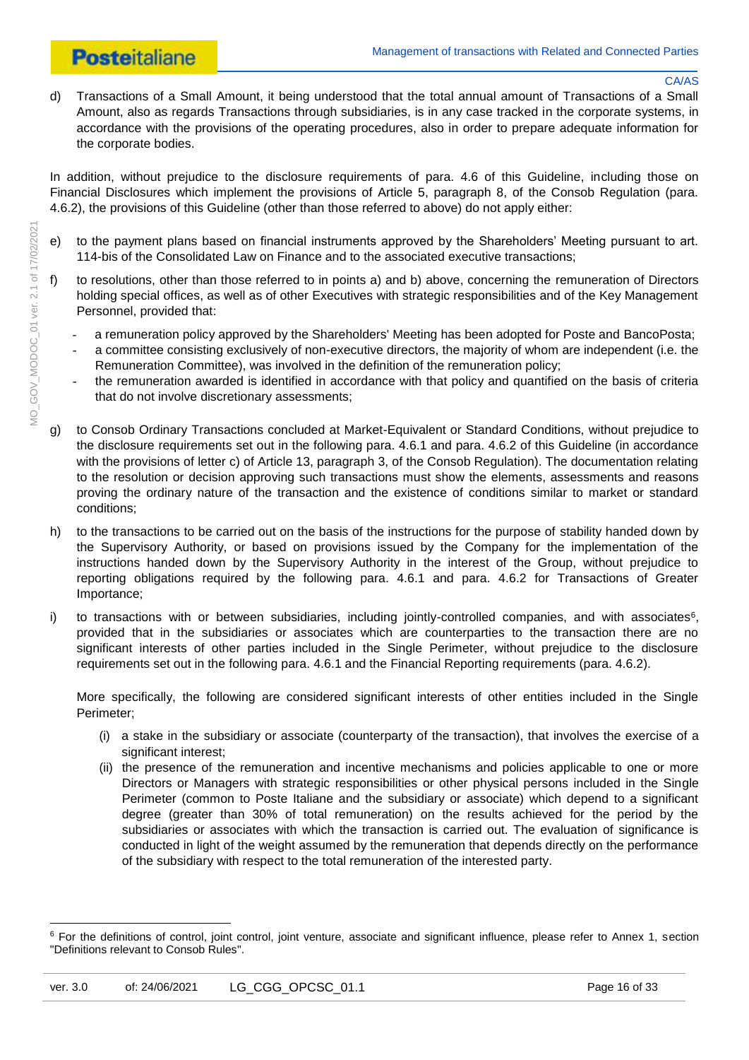d) Transactions of a Small Amount, it being understood that the total annual amount of Transactions of a Small Amount, also as regards Transactions through subsidiaries, is in any case tracked in the corporate systems, in accordance with the provisions of the operating procedures, also in order to prepare adequate information for the corporate bodies.

In addition, without prejudice to the disclosure requirements of para. 4.6 of this Guideline, including those on Financial Disclosures which implement the provisions of Article 5, paragraph 8, of the Consob Regulation (para. 4.6.2), the provisions of this Guideline (other than those referred to above) do not apply either:

e) to the payment plans based on financial instruments approved by the Shareholders' Meeting pursuant to art. 114-bis of the Consolidated Law on Finance and to the associated executive transactions;

f) to resolutions, other than those referred to in points a) and b) above, concerning the remuneration of Directors holding special offices, as well as of other Executives with strategic responsibilities and of the Key Management Personnel, provided that:

   - a remuneration policy approved by the Shareholders' Meeting has been adopted for Poste and BancoPosta;
   - a committee consisting exclusively of non-executive directors, the majority of whom are independent (i.e. the Remuneration Committee), was involved in the definition of the remuneration policy;
   - the remuneration awarded is identified in accordance with that policy and quantified on the basis of criteria that do not involve discretionary assessments;

g) to Consob Ordinary Transactions concluded at Market-Equivalent or Standard Conditions, without prejudice to the disclosure requirements set out in the following para. 4.6.1 and para. 4.6.2 of this Guideline (in accordance with the provisions of letter c) of Article 13, paragraph 3, of the Consob Regulation). The documentation relating to the resolution or decision approving such transactions must show the elements, assessments and reasons proving the ordinary nature of the transaction and the existence of conditions similar to market or standard conditions;

h) to the transactions to be carried out on the basis of the instructions for the purpose of stability handed down by the Supervisory Authority, or based on provisions issued by the Company for the implementation of the instructions handed down by the Supervisory Authority in the interest of the Group, without prejudice to reporting obligations required by the following para. 4.6.1 and para. 4.6.2 for Transactions of Greater Importance;

i) to transactions with or between subsidiaries, including jointly-controlled companies, and with associates[6], provided that in the subsidiaries or associates which are counterparties to the transaction there are no significant interests of other parties included in the Single Perimeter, without prejudice to the disclosure requirements set out in the following para. 4.6.1 and the Financial Reporting requirements (para. 4.6.2).

   More specifically, the following are considered significant interests of other entities included in the Single Perimeter;

   (i) a stake in the subsidiary or associate (counterparty of the transaction), that involves the exercise of a significant interest;

   (ii) the presence of the remuneration and incentive mechanisms and policies applicable to one or more Directors or Managers with strategic responsibilities or other physical persons included in the Single Perimeter (common to Poste Italiane and the subsidiary or associate) which depend to a significant degree (greater than 30% of total remuneration) on the results achieved for the period by the subsidiaries or associates with which the transaction is carried out. The evaluation of significance is conducted in light of the weight assumed by the remuneration that depends directly on the performance of the subsidiary with respect to the total remuneration of the interested party.

[6] For the definitions of control, joint control, joint venture, associate and significant influence, please refer to Annex 1, section "Definitions relevant to Consob Rules".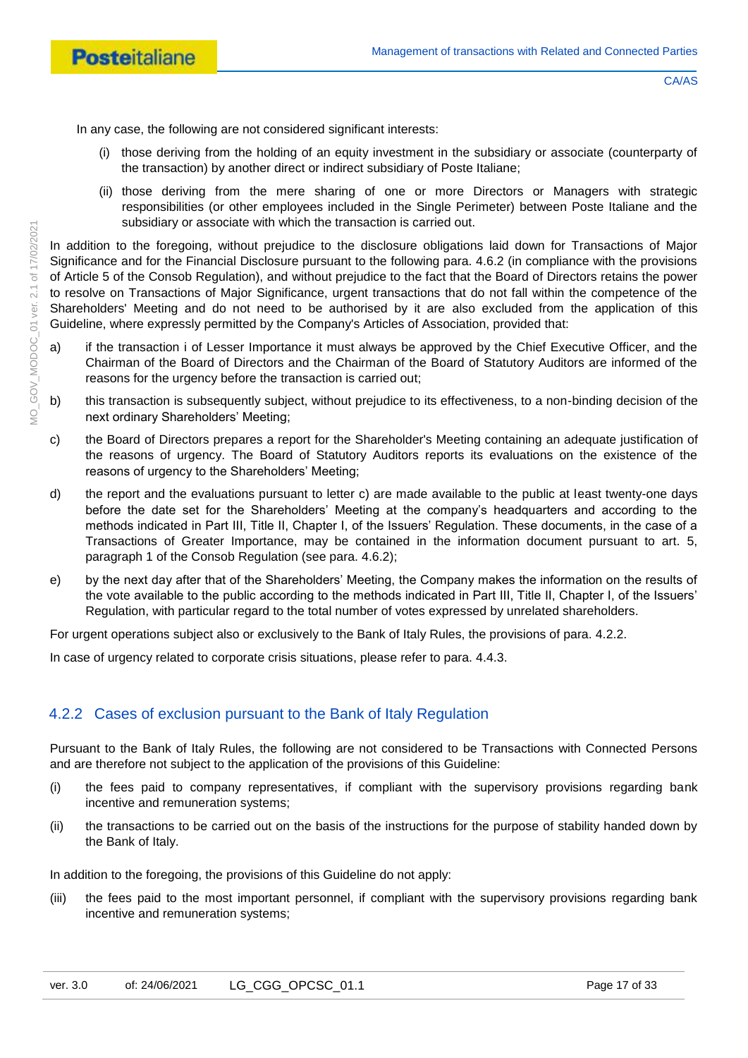In any case, the following are not considered significant interests:

(i) those deriving from the holding of an equity investment in the subsidiary or associate (counterparty of the transaction) by another direct or indirect subsidiary of Poste Italiane;

(ii) those deriving from the mere sharing of one or more Directors or Managers with strategic responsibilities (or other employees included in the Single Perimeter) between Poste Italiane and the subsidiary or associate with which the transaction is carried out.

In addition to the foregoing, without prejudice to the disclosure obligations laid down for Transactions of Major Significance and for the Financial Disclosure pursuant to the following para. 4.6.2 (in compliance with the provisions of Article 5 of the Consob Regulation), and without prejudice to the fact that the Board of Directors retains the power to resolve on Transactions of Major Significance, urgent transactions that do not fall within the competence of the Shareholders' Meeting and do not need to be authorised by it are also excluded from the application of this Guideline, where expressly permitted by the Company's Articles of Association, provided that:

a) if the transaction i of Lesser Importance it must always be approved by the Chief Executive Officer, and the Chairman of the Board of Directors and the Chairman of the Board of Statutory Auditors are informed of the reasons for the urgency before the transaction is carried out;

b) this transaction is subsequently subject, without prejudice to its effectiveness, to a non-binding decision of the next ordinary Shareholders' Meeting;

c) the Board of Directors prepares a report for the Shareholder's Meeting containing an adequate justification of the reasons of urgency. The Board of Statutory Auditors reports its evaluations on the existence of the reasons of urgency to the Shareholders' Meeting;

d) the report and the evaluations pursuant to letter c) are made available to the public at least twenty-one days before the date set for the Shareholders' Meeting at the company's headquarters and according to the methods indicated in Part III, Title II, Chapter I, of the Issuers' Regulation. These documents, in the case of a Transactions of Greater Importance, may be contained in the information document pursuant to art. 5, paragraph 1 of the Consob Regulation (see para. 4.6.2);

e) by the next day after that of the Shareholders' Meeting, the Company makes the information on the results of the vote available to the public according to the methods indicated in Part III, Title II, Chapter I, of the Issuers' Regulation, with particular regard to the total number of votes expressed by unrelated shareholders.

For urgent operations subject also or exclusively to the Bank of Italy Rules, the provisions of para. 4.2.2.

In case of urgency related to corporate crisis situations, please refer to para. 4.4.3.

### 4.2.2 Cases of exclusion pursuant to the Bank of Italy Regulation

Pursuant to the Bank of Italy Rules, the following are not considered to be Transactions with Connected Persons and are therefore not subject to the application of the provisions of this Guideline:

(i) the fees paid to company representatives, if compliant with the supervisory provisions regarding bank incentive and remuneration systems;

(ii) the transactions to be carried out on the basis of the instructions for the purpose of stability handed down by the Bank of Italy.

In addition to the foregoing, the provisions of this Guideline do not apply:

(iii) the fees paid to the most important personnel, if compliant with the supervisory provisions regarding bank incentive and remuneration systems;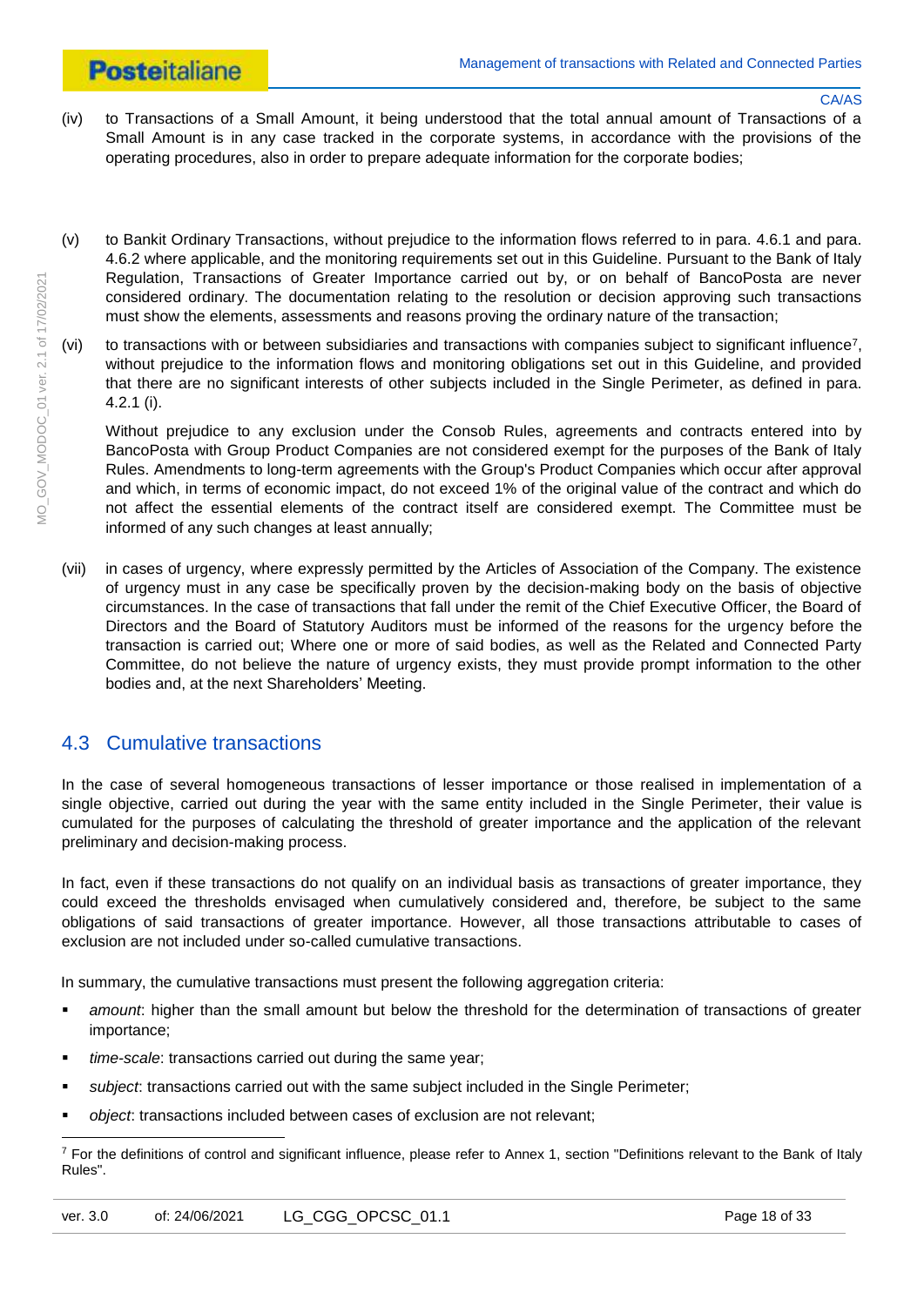(iv) to Transactions of a Small Amount, it being understood that the total annual amount of Transactions of a Small Amount is in any case tracked in the corporate systems, in accordance with the provisions of the operating procedures, also in order to prepare adequate information for the corporate bodies;

(v) to Bankit Ordinary Transactions, without prejudice to the information flows referred to in para. 4.6.1 and para. 4.6.2 where applicable, and the monitoring requirements set out in this Guideline. Pursuant to the Bank of Italy Regulation, Transactions of Greater Importance carried out by, or on behalf of BancoPosta are never considered ordinary. The documentation relating to the resolution or decision approving such transactions must show the elements, assessments and reasons proving the ordinary nature of the transaction;

(vi) to transactions with or between subsidiaries and transactions with companies subject to significant influence[7], without prejudice to the information flows and monitoring obligations set out in this Guideline, and provided that there are no significant interests of other subjects included in the Single Perimeter, as defined in para. 4.2.1 (i).

Without prejudice to any exclusion under the Consob Rules, agreements and contracts entered into by BancoPosta with Group Product Companies are not considered exempt for the purposes of the Bank of Italy Rules. Amendments to long-term agreements with the Group's Product Companies which occur after approval and which, in terms of economic impact, do not exceed 1% of the original value of the contract and which do not affect the essential elements of the contract itself are considered exempt. The Committee must be informed of any such changes at least annually;

(vii) in cases of urgency, where expressly permitted by the Articles of Association of the Company. The existence of urgency must in any case be specifically proven by the decision-making body on the basis of objective circumstances. In the case of transactions that fall under the remit of the Chief Executive Officer, the Board of Directors and the Board of Statutory Auditors must be informed of the reasons for the urgency before the transaction is carried out; Where one or more of said bodies, as well as the Related and Connected Party Committee, do not believe the nature of urgency exists, they must provide prompt information to the other bodies and, at the next Shareholders' Meeting.

## 4.3 Cumulative transactions

In the case of several homogeneous transactions of lesser importance or those realised in implementation of a single objective, carried out during the year with the same entity included in the Single Perimeter, their value is cumulated for the purposes of calculating the threshold of greater importance and the application of the relevant preliminary and decision-making process.

In fact, even if these transactions do not qualify on an individual basis as transactions of greater importance, they could exceed the thresholds envisaged when cumulatively considered and, therefore, be subject to the same obligations of said transactions of greater importance. However, all those transactions attributable to cases of exclusion are not included under so-called cumulative transactions.

In summary, the cumulative transactions must present the following aggregation criteria:

- *amount*: higher than the small amount but below the threshold for the determination of transactions of greater importance;
- *time-scale*: transactions carried out during the same year;
- *subject*: transactions carried out with the same subject included in the Single Perimeter;
- *object*: transactions included between cases of exclusion are not relevant;

[7] For the definitions of control and significant influence, please refer to Annex 1, section "Definitions relevant to the Bank of Italy Rules".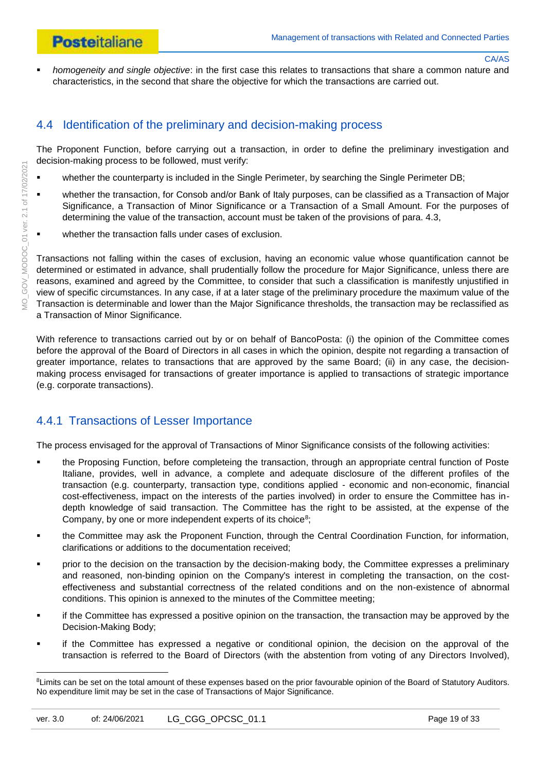- *homogeneity and single objective*: in the first case this relates to transactions that share a common nature and characteristics, in the second that share the objective for which the transactions are carried out.

## 4.4 Identification of the preliminary and decision-making process

The Proponent Function, before carrying out a transaction, in order to define the preliminary investigation and decision-making process to be followed, must verify:

- whether the counterparty is included in the Single Perimeter, by searching the Single Perimeter DB;
- whether the transaction, for Consob and/or Bank of Italy purposes, can be classified as a Transaction of Major Significance, a Transaction of Minor Significance or a Transaction of a Small Amount. For the purposes of determining the value of the transaction, account must be taken of the provisions of para. 4.3,
- whether the transaction falls under cases of exclusion.

Transactions not falling within the cases of exclusion, having an economic value whose quantification cannot be determined or estimated in advance, shall prudentially follow the procedure for Major Significance, unless there are reasons, examined and agreed by the Committee, to consider that such a classification is manifestly unjustified in view of specific circumstances. In any case, if at a later stage of the preliminary procedure the maximum value of the Transaction is determinable and lower than the Major Significance thresholds, the transaction may be reclassified as a Transaction of Minor Significance.

With reference to transactions carried out by or on behalf of BancoPosta: (i) the opinion of the Committee comes before the approval of the Board of Directors in all cases in which the opinion, despite not regarding a transaction of greater importance, relates to transactions that are approved by the same Board; (ii) in any case, the decision-making process envisaged for transactions of greater importance is applied to transactions of strategic importance (e.g. corporate transactions).

### 4.4.1 Transactions of Lesser Importance

The process envisaged for the approval of Transactions of Minor Significance consists of the following activities:

- the Proposing Function, before completeing the transaction, through an appropriate central function of Poste Italiane, provides, well in advance, a complete and adequate disclosure of the different profiles of the transaction (e.g. counterparty, transaction type, conditions applied - economic and non-economic, financial cost-effectiveness, impact on the interests of the parties involved) in order to ensure the Committee has in-depth knowledge of said transaction. The Committee has the right to be assisted, at the expense of the Company, by one or more independent experts of its choice[8];
- the Committee may ask the Proponent Function, through the Central Coordination Function, for information, clarifications or additions to the documentation received;
- prior to the decision on the transaction by the decision-making body, the Committee expresses a preliminary and reasoned, non-binding opinion on the Company's interest in completing the transaction, on the cost-effectiveness and substantial correctness of the related conditions and on the non-existence of abnormal conditions. This opinion is annexed to the minutes of the Committee meeting;
- if the Committee has expressed a positive opinion on the transaction, the transaction may be approved by the Decision-Making Body;
- if the Committee has expressed a negative or conditional opinion, the decision on the approval of the transaction is referred to the Board of Directors (with the abstention from voting of any Directors Involved),

[8] Limits can be set on the total amount of these expenses based on the prior favourable opinion of the Board of Statutory Auditors. No expenditure limit may be set in the case of Transactions of Major Significance.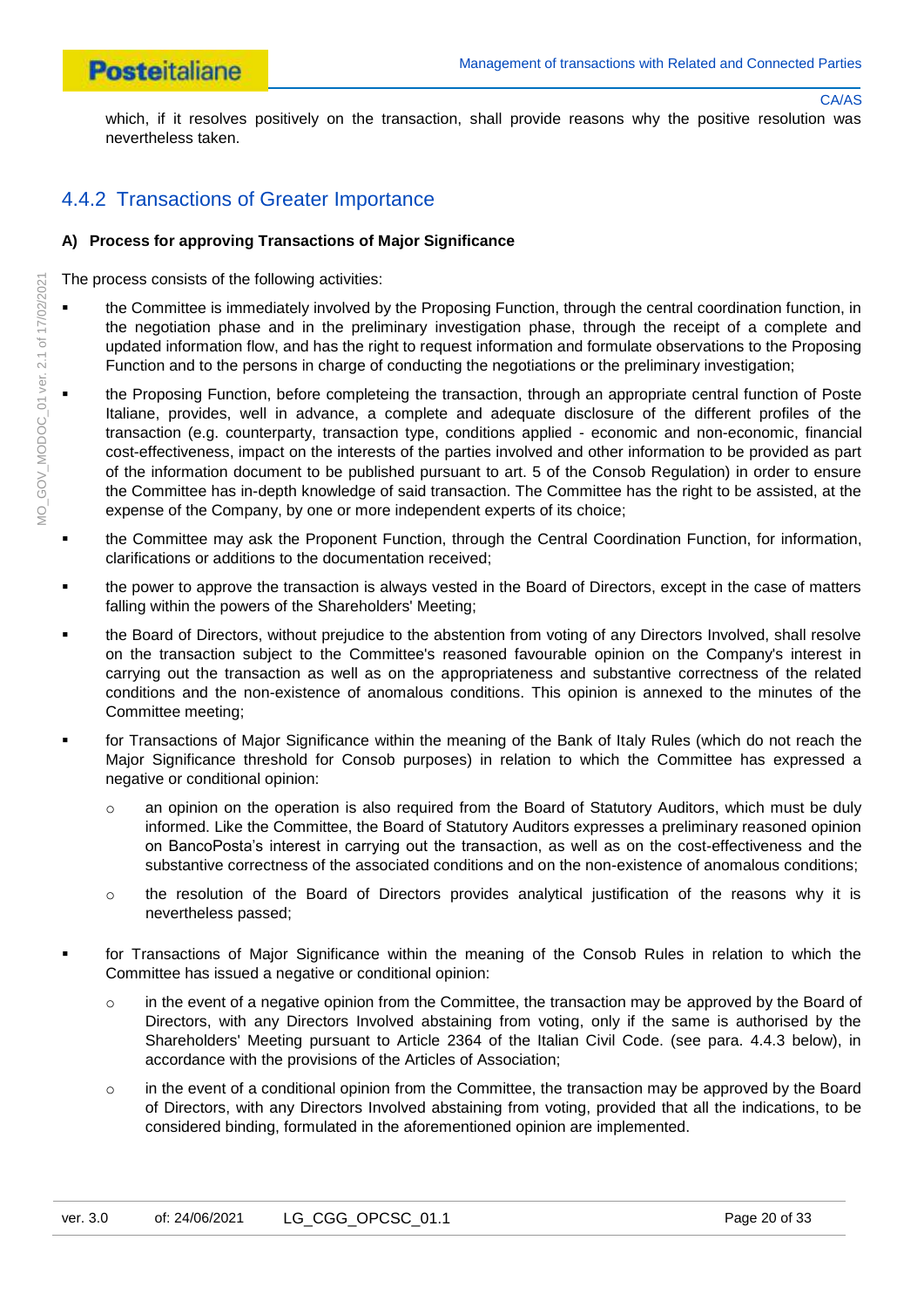which, if it resolves positively on the transaction, shall provide reasons why the positive resolution was nevertheless taken.

### 4.4.2 Transactions of Greater Importance

**A) Process for approving Transactions of Major Significance**

The process consists of the following activities:

- the Committee is immediately involved by the Proposing Function, through the central coordination function, in the negotiation phase and in the preliminary investigation phase, through the receipt of a complete and updated information flow, and has the right to request information and formulate observations to the Proposing Function and to the persons in charge of conducting the negotiations or the preliminary investigation;
- the Proposing Function, before completeing the transaction, through an appropriate central function of Poste Italiane, provides, well in advance, a complete and adequate disclosure of the different profiles of the transaction (e.g. counterparty, transaction type, conditions applied - economic and non-economic, financial cost-effectiveness, impact on the interests of the parties involved and other information to be provided as part of the information document to be published pursuant to art. 5 of the Consob Regulation) in order to ensure the Committee has in-depth knowledge of said transaction. The Committee has the right to be assisted, at the expense of the Company, by one or more independent experts of its choice;
- the Committee may ask the Proponent Function, through the Central Coordination Function, for information, clarifications or additions to the documentation received;
- the power to approve the transaction is always vested in the Board of Directors, except in the case of matters falling within the powers of the Shareholders' Meeting;
- the Board of Directors, without prejudice to the abstention from voting of any Directors Involved, shall resolve on the transaction subject to the Committee's reasoned favourable opinion on the Company's interest in carrying out the transaction as well as on the appropriateness and substantive correctness of the related conditions and the non-existence of anomalous conditions. This opinion is annexed to the minutes of the Committee meeting;
- for Transactions of Major Significance within the meaning of the Bank of Italy Rules (which do not reach the Major Significance threshold for Consob purposes) in relation to which the Committee has expressed a negative or conditional opinion:
  - an opinion on the operation is also required from the Board of Statutory Auditors, which must be duly informed. Like the Committee, the Board of Statutory Auditors expresses a preliminary reasoned opinion on BancoPosta's interest in carrying out the transaction, as well as on the cost-effectiveness and the substantive correctness of the associated conditions and on the non-existence of anomalous conditions;
  - the resolution of the Board of Directors provides analytical justification of the reasons why it is nevertheless passed;
- for Transactions of Major Significance within the meaning of the Consob Rules in relation to which the Committee has issued a negative or conditional opinion:
  - in the event of a negative opinion from the Committee, the transaction may be approved by the Board of Directors, with any Directors Involved abstaining from voting, only if the same is authorised by the Shareholders' Meeting pursuant to Article 2364 of the Italian Civil Code. (see para. 4.4.3 below), in accordance with the provisions of the Articles of Association;
  - in the event of a conditional opinion from the Committee, the transaction may be approved by the Board of Directors, with any Directors Involved abstaining from voting, provided that all the indications, to be considered binding, formulated in the aforementioned opinion are implemented.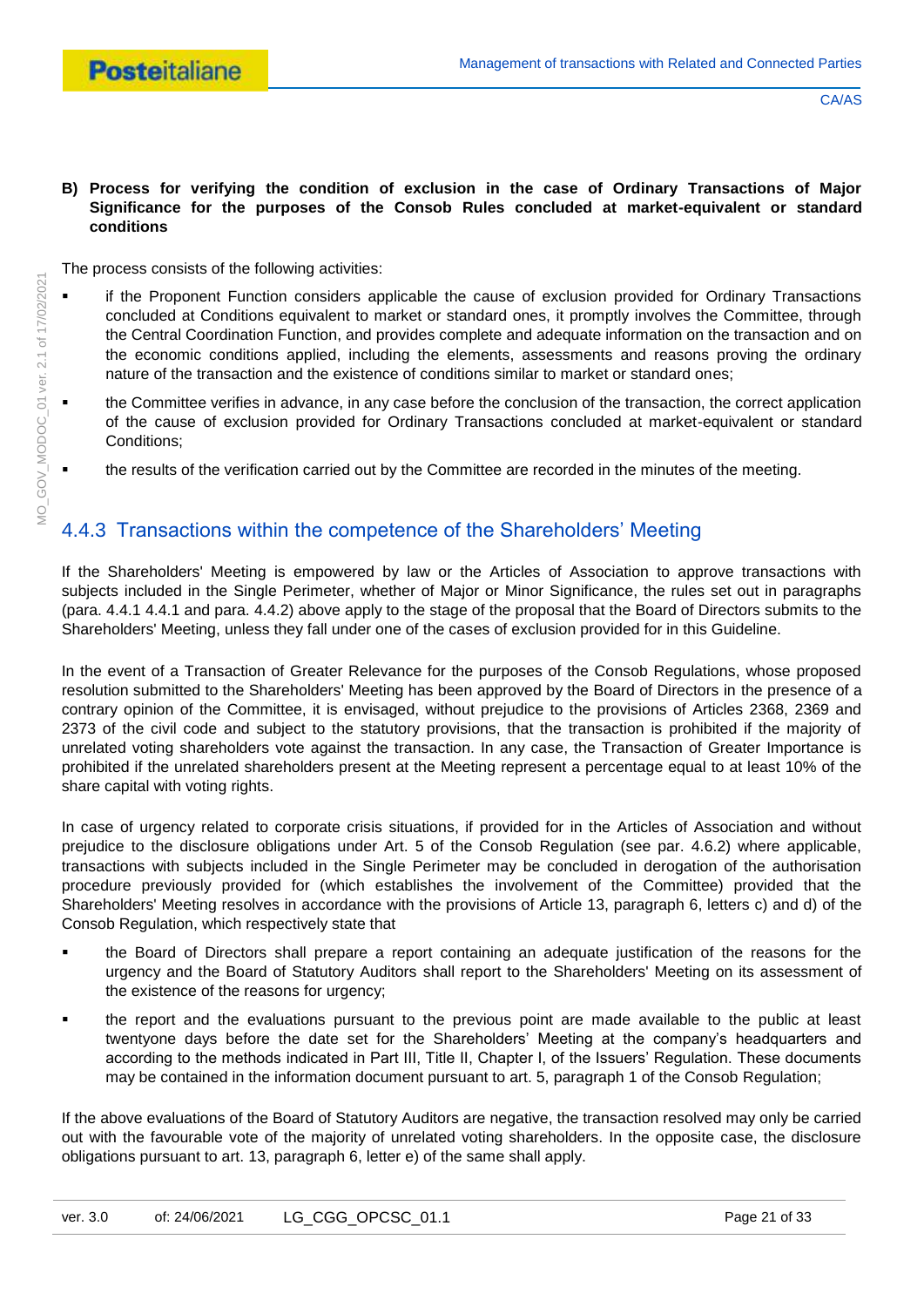**B) Process for verifying the condition of exclusion in the case of Ordinary Transactions of Major Significance for the purposes of the Consob Rules concluded at market-equivalent or standard conditions**

The process consists of the following activities:

- if the Proponent Function considers applicable the cause of exclusion provided for Ordinary Transactions concluded at Conditions equivalent to market or standard ones, it promptly involves the Committee, through the Central Coordination Function, and provides complete and adequate information on the transaction and on the economic conditions applied, including the elements, assessments and reasons proving the ordinary nature of the transaction and the existence of conditions similar to market or standard ones;
- the Committee verifies in advance, in any case before the conclusion of the transaction, the correct application of the cause of exclusion provided for Ordinary Transactions concluded at market-equivalent or standard Conditions;
- the results of the verification carried out by the Committee are recorded in the minutes of the meeting.

### 4.4.3 Transactions within the competence of the Shareholders' Meeting

If the Shareholders' Meeting is empowered by law or the Articles of Association to approve transactions with subjects included in the Single Perimeter, whether of Major or Minor Significance, the rules set out in paragraphs (para. 4.4.1 4.4.1 and para. 4.4.2) above apply to the stage of the proposal that the Board of Directors submits to the Shareholders' Meeting, unless they fall under one of the cases of exclusion provided for in this Guideline.

In the event of a Transaction of Greater Relevance for the purposes of the Consob Regulations, whose proposed resolution submitted to the Shareholders' Meeting has been approved by the Board of Directors in the presence of a contrary opinion of the Committee, it is envisaged, without prejudice to the provisions of Articles 2368, 2369 and 2373 of the civil code and subject to the statutory provisions, that the transaction is prohibited if the majority of unrelated voting shareholders vote against the transaction. In any case, the Transaction of Greater Importance is prohibited if the unrelated shareholders present at the Meeting represent a percentage equal to at least 10% of the share capital with voting rights.

In case of urgency related to corporate crisis situations, if provided for in the Articles of Association and without prejudice to the disclosure obligations under Art. 5 of the Consob Regulation (see par. 4.6.2) where applicable, transactions with subjects included in the Single Perimeter may be concluded in derogation of the authorisation procedure previously provided for (which establishes the involvement of the Committee) provided that the Shareholders' Meeting resolves in accordance with the provisions of Article 13, paragraph 6, letters c) and d) of the Consob Regulation, which respectively state that

- the Board of Directors shall prepare a report containing an adequate justification of the reasons for the urgency and the Board of Statutory Auditors shall report to the Shareholders' Meeting on its assessment of the existence of the reasons for urgency;
- the report and the evaluations pursuant to the previous point are made available to the public at least twentyone days before the date set for the Shareholders' Meeting at the company's headquarters and according to the methods indicated in Part III, Title II, Chapter I, of the Issuers' Regulation. These documents may be contained in the information document pursuant to art. 5, paragraph 1 of the Consob Regulation;

If the above evaluations of the Board of Statutory Auditors are negative, the transaction resolved may only be carried out with the favourable vote of the majority of unrelated voting shareholders. In the opposite case, the disclosure obligations pursuant to art. 13, paragraph 6, letter e) of the same shall apply.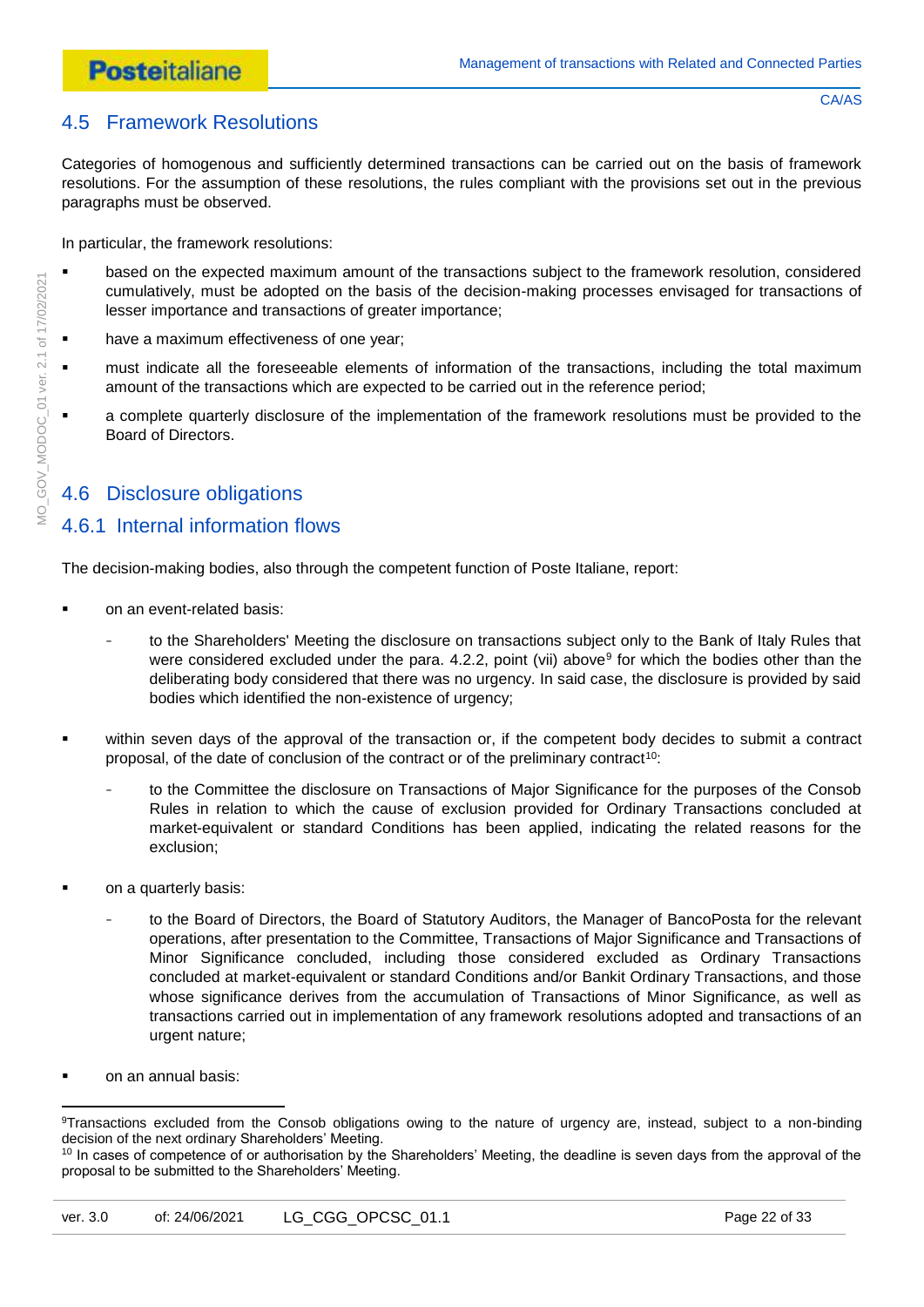## 4.5 Framework Resolutions

Categories of homogenous and sufficiently determined transactions can be carried out on the basis of framework resolutions. For the assumption of these resolutions, the rules compliant with the provisions set out in the previous paragraphs must be observed.

In particular, the framework resolutions:

- based on the expected maximum amount of the transactions subject to the framework resolution, considered cumulatively, must be adopted on the basis of the decision-making processes envisaged for transactions of lesser importance and transactions of greater importance;
- have a maximum effectiveness of one year;
- must indicate all the foreseeable elements of information of the transactions, including the total maximum amount of the transactions which are expected to be carried out in the reference period;
- a complete quarterly disclosure of the implementation of the framework resolutions must be provided to the Board of Directors.

## 4.6 Disclosure obligations

### 4.6.1 Internal information flows

The decision-making bodies, also through the competent function of Poste Italiane, report:

- on an event-related basis:
  - to the Shareholders' Meeting the disclosure on transactions subject only to the Bank of Italy Rules that were considered excluded under the para. 4.2.2, point (vii) above[9] for which the bodies other than the deliberating body considered that there was no urgency. In said case, the disclosure is provided by said bodies which identified the non-existence of urgency;
- within seven days of the approval of the transaction or, if the competent body decides to submit a contract proposal, of the date of conclusion of the contract or of the preliminary contract[10]:
  - to the Committee the disclosure on Transactions of Major Significance for the purposes of the Consob Rules in relation to which the cause of exclusion provided for Ordinary Transactions concluded at market-equivalent or standard Conditions has been applied, indicating the related reasons for the exclusion;
- on a quarterly basis:
  - to the Board of Directors, the Board of Statutory Auditors, the Manager of BancoPosta for the relevant operations, after presentation to the Committee, Transactions of Major Significance and Transactions of Minor Significance concluded, including those considered excluded as Ordinary Transactions concluded at market-equivalent or standard Conditions and/or Bankit Ordinary Transactions, and those whose significance derives from the accumulation of Transactions of Minor Significance, as well as transactions carried out in implementation of any framework resolutions adopted and transactions of an urgent nature;
- on an annual basis:

---

[9] Transactions excluded from the Consob obligations owing to the nature of urgency are, instead, subject to a non-binding decision of the next ordinary Shareholders' Meeting.

[10] In cases of competence of or authorisation by the Shareholders' Meeting, the deadline is seven days from the approval of the proposal to be submitted to the Shareholders' Meeting.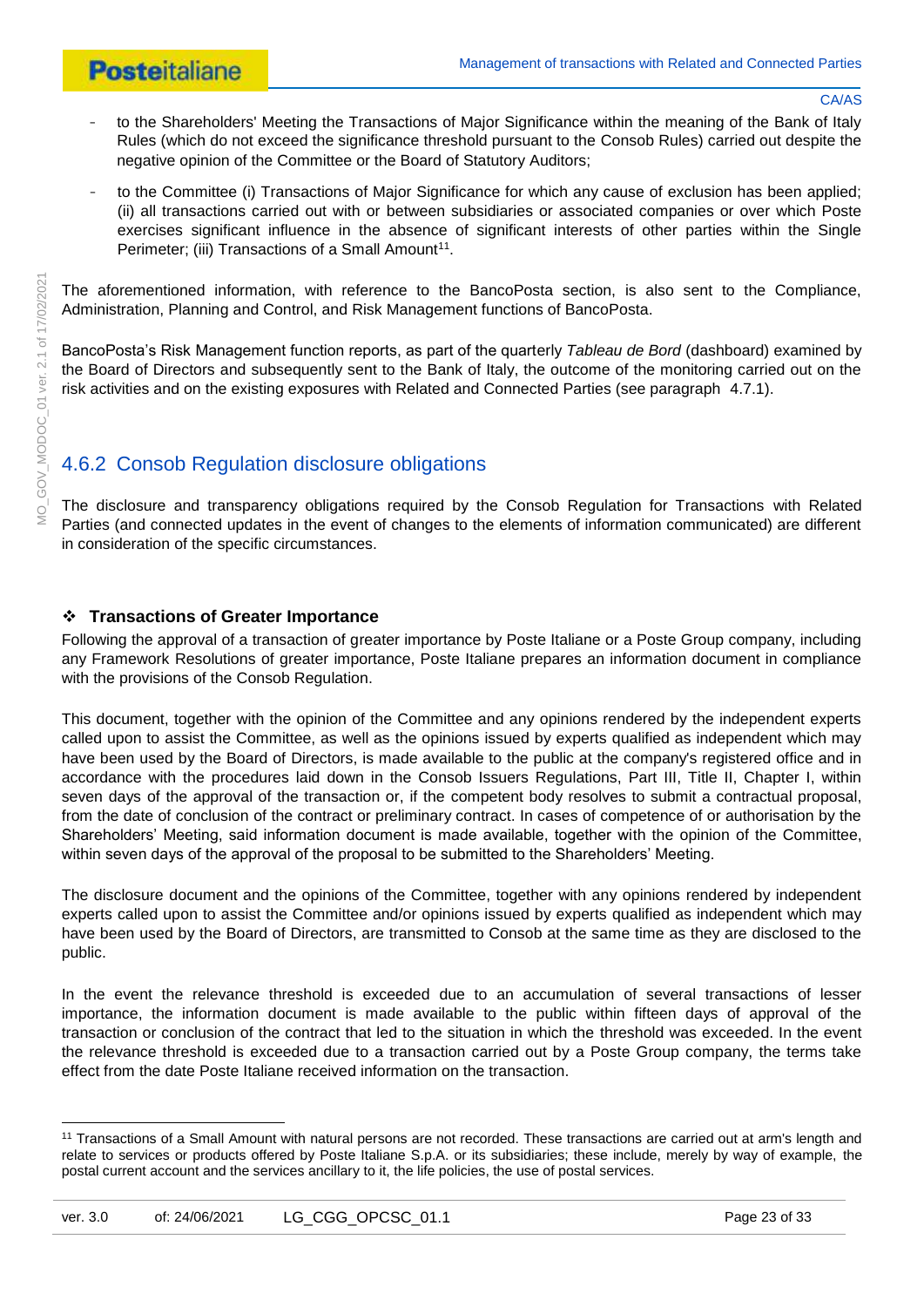- to the Shareholders' Meeting the Transactions of Major Significance within the meaning of the Bank of Italy Rules (which do not exceed the significance threshold pursuant to the Consob Rules) carried out despite the negative opinion of the Committee or the Board of Statutory Auditors;
- to the Committee (i) Transactions of Major Significance for which any cause of exclusion has been applied; (ii) all transactions carried out with or between subsidiaries or associated companies or over which Poste exercises significant influence in the absence of significant interests of other parties within the Single Perimeter; (iii) Transactions of a Small Amount[11].

The aforementioned information, with reference to the BancoPosta section, is also sent to the Compliance, Administration, Planning and Control, and Risk Management functions of BancoPosta.

BancoPosta's Risk Management function reports, as part of the quarterly *Tableau de Bord* (dashboard) examined by the Board of Directors and subsequently sent to the Bank of Italy, the outcome of the monitoring carried out on the risk activities and on the existing exposures with Related and Connected Parties (see paragraph 4.7.1).

### 4.6.2 Consob Regulation disclosure obligations

The disclosure and transparency obligations required by the Consob Regulation for Transactions with Related Parties (and connected updates in the event of changes to the elements of information communicated) are different in consideration of the specific circumstances.

#### ❖ Transactions of Greater Importance

Following the approval of a transaction of greater importance by Poste Italiane or a Poste Group company, including any Framework Resolutions of greater importance, Poste Italiane prepares an information document in compliance with the provisions of the Consob Regulation.

This document, together with the opinion of the Committee and any opinions rendered by the independent experts called upon to assist the Committee, as well as the opinions issued by experts qualified as independent which may have been used by the Board of Directors, is made available to the public at the company's registered office and in accordance with the procedures laid down in the Consob Issuers Regulations, Part III, Title II, Chapter I, within seven days of the approval of the transaction or, if the competent body resolves to submit a contractual proposal, from the date of conclusion of the contract or preliminary contract. In cases of competence of or authorisation by the Shareholders' Meeting, said information document is made available, together with the opinion of the Committee, within seven days of the approval of the proposal to be submitted to the Shareholders' Meeting.

The disclosure document and the opinions of the Committee, together with any opinions rendered by independent experts called upon to assist the Committee and/or opinions issued by experts qualified as independent which may have been used by the Board of Directors, are transmitted to Consob at the same time as they are disclosed to the public.

In the event the relevance threshold is exceeded due to an accumulation of several transactions of lesser importance, the information document is made available to the public within fifteen days of approval of the transaction or conclusion of the contract that led to the situation in which the threshold was exceeded. In the event the relevance threshold is exceeded due to a transaction carried out by a Poste Group company, the terms take effect from the date Poste Italiane received information on the transaction.

---

[11] Transactions of a Small Amount with natural persons are not recorded. These transactions are carried out at arm's length and relate to services or products offered by Poste Italiane S.p.A. or its subsidiaries; these include, merely by way of example, the postal current account and the services ancillary to it, the life policies, the use of postal services.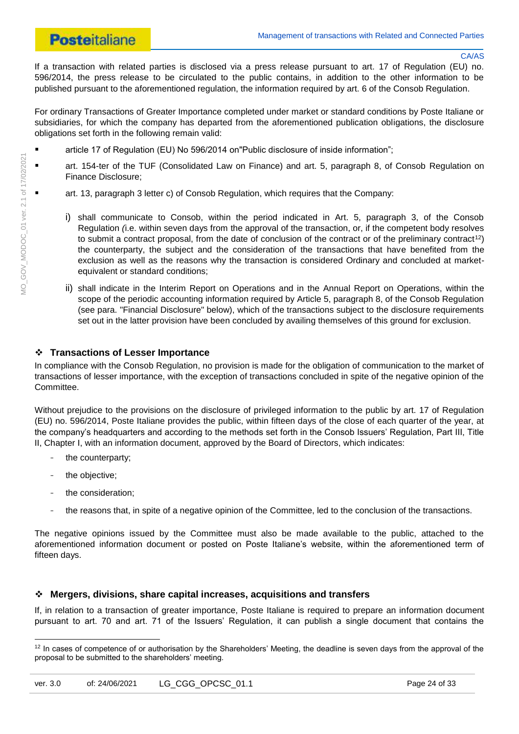If a transaction with related parties is disclosed via a press release pursuant to art. 17 of Regulation (EU) no. 596/2014, the press release to be circulated to the public contains, in addition to the other information to be published pursuant to the aforementioned regulation, the information required by art. 6 of the Consob Regulation.

For ordinary Transactions of Greater Importance completed under market or standard conditions by Poste Italiane or subsidiaries, for which the company has departed from the aforementioned publication obligations, the disclosure obligations set forth in the following remain valid:

- article 17 of Regulation (EU) No 596/2014 on"Public disclosure of inside information";
- art. 154-ter of the TUF (Consolidated Law on Finance) and art. 5, paragraph 8, of Consob Regulation on Finance Disclosure;
- art. 13, paragraph 3 letter c) of Consob Regulation, which requires that the Company:
  i) shall communicate to Consob, within the period indicated in Art. 5, paragraph 3, of the Consob Regulation *(*i.e. within seven days from the approval of the transaction, or, if the competent body resolves to submit a contract proposal, from the date of conclusion of the contract or of the preliminary contract[12]) the counterparty, the subject and the consideration of the transactions that have benefited from the exclusion as well as the reasons why the transaction is considered Ordinary and concluded at market-equivalent or standard conditions;
  ii) shall indicate in the Interim Report on Operations and in the Annual Report on Operations, within the scope of the periodic accounting information required by Article 5, paragraph 8, of the Consob Regulation (see para. "Financial Disclosure" below), which of the transactions subject to the disclosure requirements set out in the latter provision have been concluded by availing themselves of this ground for exclusion.

### ❖ Transactions of Lesser Importance

In compliance with the Consob Regulation, no provision is made for the obligation of communication to the market of transactions of lesser importance, with the exception of transactions concluded in spite of the negative opinion of the Committee.

Without prejudice to the provisions on the disclosure of privileged information to the public by art. 17 of Regulation (EU) no. 596/2014, Poste Italiane provides the public, within fifteen days of the close of each quarter of the year, at the company's headquarters and according to the methods set forth in the Consob Issuers' Regulation, Part III, Title II, Chapter I, with an information document, approved by the Board of Directors, which indicates:

- the counterparty;
- the objective;
- the consideration;
- the reasons that, in spite of a negative opinion of the Committee, led to the conclusion of the transactions.

The negative opinions issued by the Committee must also be made available to the public, attached to the aforementioned information document or posted on Poste Italiane's website, within the aforementioned term of fifteen days.

### ❖ Mergers, divisions, share capital increases, acquisitions and transfers

If, in relation to a transaction of greater importance, Poste Italiane is required to prepare an information document pursuant to art. 70 and art. 71 of the Issuers' Regulation, it can publish a single document that contains the

---

[12] In cases of competence of or authorisation by the Shareholders' Meeting, the deadline is seven days from the approval of the proposal to be submitted to the shareholders' meeting.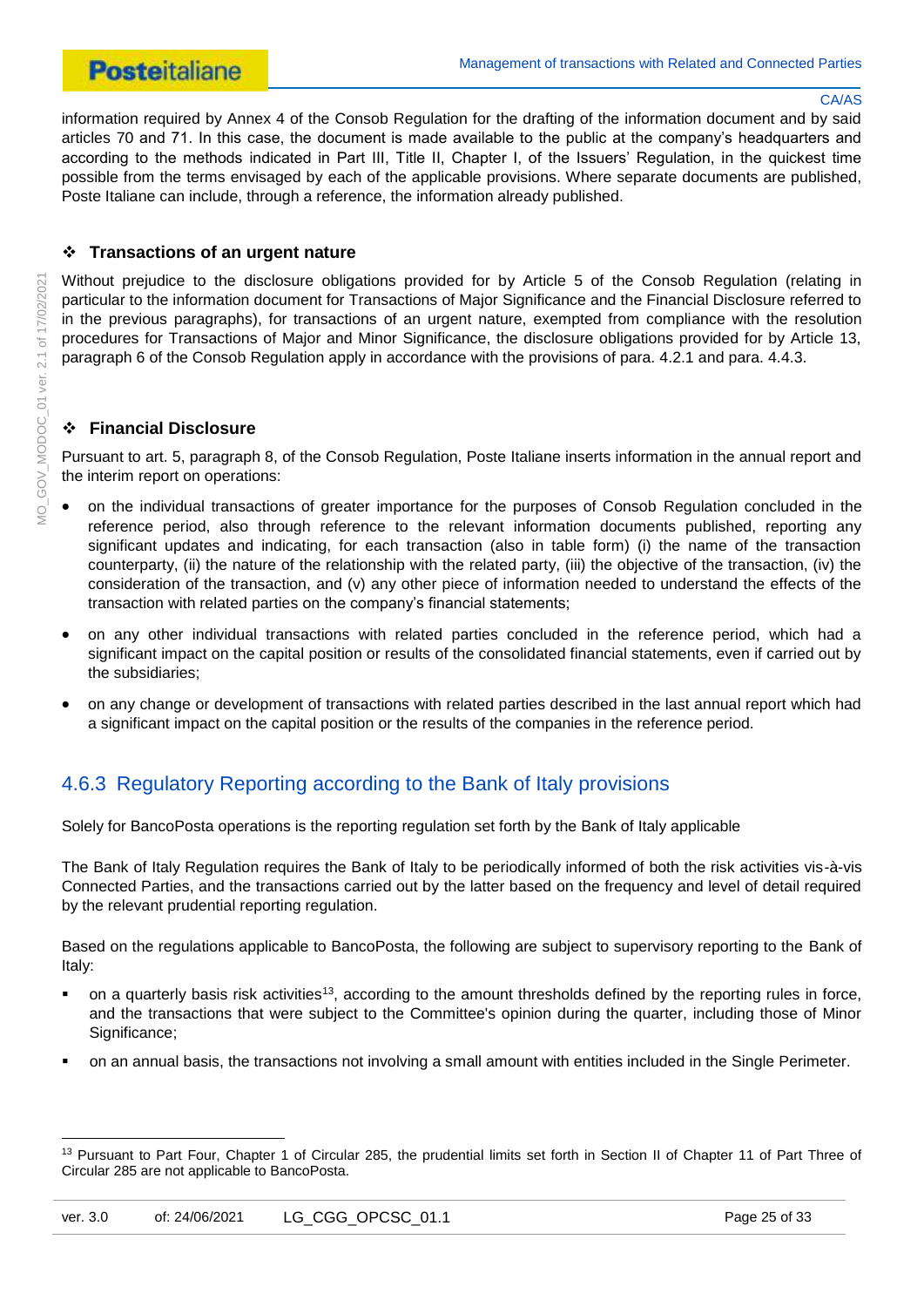information required by Annex 4 of the Consob Regulation for the drafting of the information document and by said articles 70 and 71. In this case, the document is made available to the public at the company's headquarters and according to the methods indicated in Part III, Title II, Chapter I, of the Issuers' Regulation, in the quickest time possible from the terms envisaged by each of the applicable provisions. Where separate documents are published, Poste Italiane can include, through a reference, the information already published.

❖ **Transactions of an urgent nature**

Without prejudice to the disclosure obligations provided for by Article 5 of the Consob Regulation (relating in particular to the information document for Transactions of Major Significance and the Financial Disclosure referred to in the previous paragraphs), for transactions of an urgent nature, exempted from compliance with the resolution procedures for Transactions of Major and Minor Significance, the disclosure obligations provided for by Article 13, paragraph 6 of the Consob Regulation apply in accordance with the provisions of para. 4.2.1 and para. 4.4.3.

❖ **Financial Disclosure**

Pursuant to art. 5, paragraph 8, of the Consob Regulation, Poste Italiane inserts information in the annual report and the interim report on operations:

- on the individual transactions of greater importance for the purposes of Consob Regulation concluded in the reference period, also through reference to the relevant information documents published, reporting any significant updates and indicating, for each transaction (also in table form) (i) the name of the transaction counterparty, (ii) the nature of the relationship with the related party, (iii) the objective of the transaction, (iv) the consideration of the transaction, and (v) any other piece of information needed to understand the effects of the transaction with related parties on the company's financial statements;
- on any other individual transactions with related parties concluded in the reference period, which had a significant impact on the capital position or results of the consolidated financial statements, even if carried out by the subsidiaries;
- on any change or development of transactions with related parties described in the last annual report which had a significant impact on the capital position or the results of the companies in the reference period.

### 4.6.3 Regulatory Reporting according to the Bank of Italy provisions

Solely for BancoPosta operations is the reporting regulation set forth by the Bank of Italy applicable

The Bank of Italy Regulation requires the Bank of Italy to be periodically informed of both the risk activities vis-à-vis Connected Parties, and the transactions carried out by the latter based on the frequency and level of detail required by the relevant prudential reporting regulation.

Based on the regulations applicable to BancoPosta, the following are subject to supervisory reporting to the Bank of Italy:

- on a quarterly basis risk activities[13], according to the amount thresholds defined by the reporting rules in force, and the transactions that were subject to the Committee's opinion during the quarter, including those of Minor Significance;
- on an annual basis, the transactions not involving a small amount with entities included in the Single Perimeter.

---

[13] Pursuant to Part Four, Chapter 1 of Circular 285, the prudential limits set forth in Section II of Chapter 11 of Part Three of Circular 285 are not applicable to BancoPosta.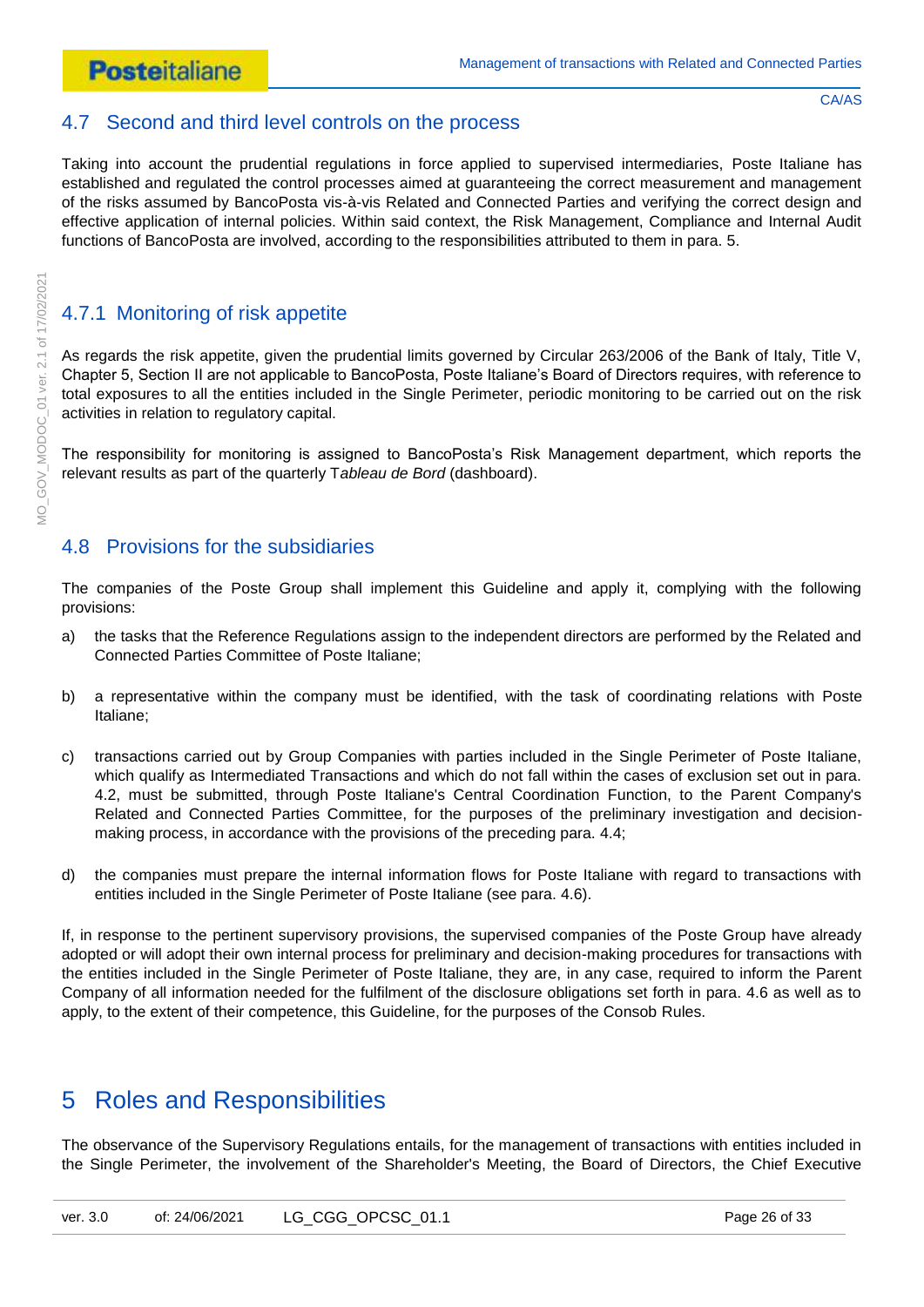## 4.7 Second and third level controls on the process

Taking into account the prudential regulations in force applied to supervised intermediaries, Poste Italiane has established and regulated the control processes aimed at guaranteeing the correct measurement and management of the risks assumed by BancoPosta vis-à-vis Related and Connected Parties and verifying the correct design and effective application of internal policies. Within said context, the Risk Management, Compliance and Internal Audit functions of BancoPosta are involved, according to the responsibilities attributed to them in para. 5.

### 4.7.1 Monitoring of risk appetite

As regards the risk appetite, given the prudential limits governed by Circular 263/2006 of the Bank of Italy, Title V, Chapter 5, Section II are not applicable to BancoPosta, Poste Italiane's Board of Directors requires, with reference to total exposures to all the entities included in the Single Perimeter, periodic monitoring to be carried out on the risk activities in relation to regulatory capital.

The responsibility for monitoring is assigned to BancoPosta's Risk Management department, which reports the relevant results as part of the quarterly T*ableau de Bord* (dashboard).

## 4.8 Provisions for the subsidiaries

The companies of the Poste Group shall implement this Guideline and apply it, complying with the following provisions:

a) the tasks that the Reference Regulations assign to the independent directors are performed by the Related and Connected Parties Committee of Poste Italiane;

b) a representative within the company must be identified, with the task of coordinating relations with Poste Italiane;

c) transactions carried out by Group Companies with parties included in the Single Perimeter of Poste Italiane, which qualify as Intermediated Transactions and which do not fall within the cases of exclusion set out in para. 4.2, must be submitted, through Poste Italiane's Central Coordination Function, to the Parent Company's Related and Connected Parties Committee, for the purposes of the preliminary investigation and decision-making process, in accordance with the provisions of the preceding para. 4.4;

d) the companies must prepare the internal information flows for Poste Italiane with regard to transactions with entities included in the Single Perimeter of Poste Italiane (see para. 4.6).

If, in response to the pertinent supervisory provisions, the supervised companies of the Poste Group have already adopted or will adopt their own internal process for preliminary and decision-making procedures for transactions with the entities included in the Single Perimeter of Poste Italiane, they are, in any case, required to inform the Parent Company of all information needed for the fulfilment of the disclosure obligations set forth in para. 4.6 as well as to apply, to the extent of their competence, this Guideline, for the purposes of the Consob Rules.

# 5 Roles and Responsibilities

The observance of the Supervisory Regulations entails, for the management of transactions with entities included in the Single Perimeter, the involvement of the Shareholder's Meeting, the Board of Directors, the Chief Executive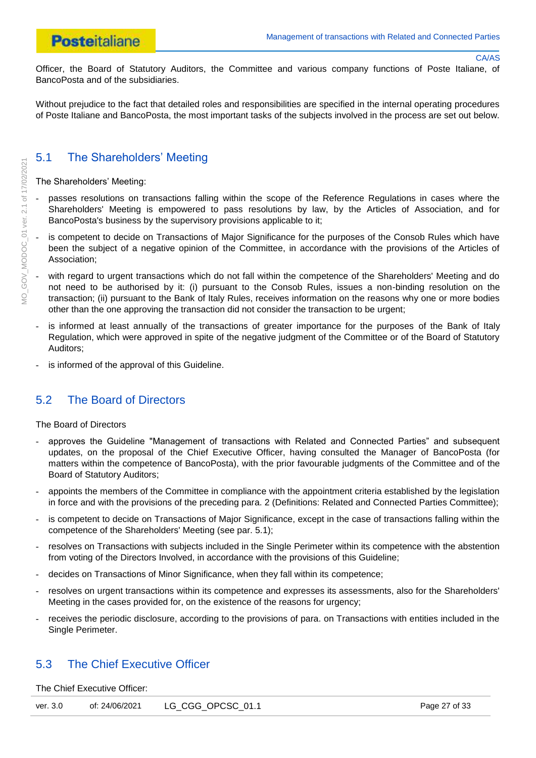Officer, the Board of Statutory Auditors, the Committee and various company functions of Poste Italiane, of BancoPosta and of the subsidiaries.

Without prejudice to the fact that detailed roles and responsibilities are specified in the internal operating procedures of Poste Italiane and BancoPosta, the most important tasks of the subjects involved in the process are set out below.

## 5.1 The Shareholders' Meeting

The Shareholders' Meeting:

- passes resolutions on transactions falling within the scope of the Reference Regulations in cases where the Shareholders' Meeting is empowered to pass resolutions by law, by the Articles of Association, and for BancoPosta's business by the supervisory provisions applicable to it;
- is competent to decide on Transactions of Major Significance for the purposes of the Consob Rules which have been the subject of a negative opinion of the Committee, in accordance with the provisions of the Articles of Association;
- with regard to urgent transactions which do not fall within the competence of the Shareholders' Meeting and do not need to be authorised by it: (i) pursuant to the Consob Rules, issues a non-binding resolution on the transaction; (ii) pursuant to the Bank of Italy Rules, receives information on the reasons why one or more bodies other than the one approving the transaction did not consider the transaction to be urgent;
- is informed at least annually of the transactions of greater importance for the purposes of the Bank of Italy Regulation, which were approved in spite of the negative judgment of the Committee or of the Board of Statutory Auditors;
- is informed of the approval of this Guideline.

## 5.2 The Board of Directors

The Board of Directors

- approves the Guideline "Management of transactions with Related and Connected Parties" and subsequent updates, on the proposal of the Chief Executive Officer, having consulted the Manager of BancoPosta (for matters within the competence of BancoPosta), with the prior favourable judgments of the Committee and of the Board of Statutory Auditors;
- appoints the members of the Committee in compliance with the appointment criteria established by the legislation in force and with the provisions of the preceding para. 2 (Definitions: Related and Connected Parties Committee);
- is competent to decide on Transactions of Major Significance, except in the case of transactions falling within the competence of the Shareholders' Meeting (see par. 5.1);
- resolves on Transactions with subjects included in the Single Perimeter within its competence with the abstention from voting of the Directors Involved, in accordance with the provisions of this Guideline;
- decides on Transactions of Minor Significance, when they fall within its competence;
- resolves on urgent transactions within its competence and expresses its assessments, also for the Shareholders' Meeting in the cases provided for, on the existence of the reasons for urgency;
- receives the periodic disclosure, according to the provisions of para. on Transactions with entities included in the Single Perimeter.

## 5.3 The Chief Executive Officer

The Chief Executive Officer: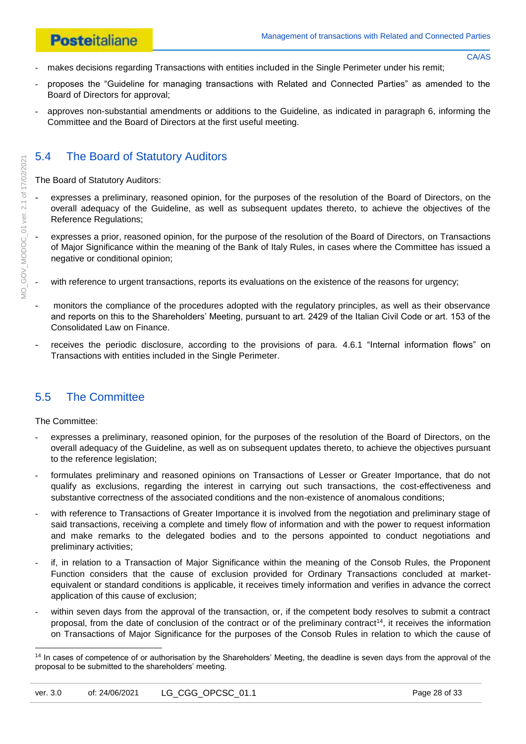- makes decisions regarding Transactions with entities included in the Single Perimeter under his remit;
- proposes the "Guideline for managing transactions with Related and Connected Parties" as amended to the Board of Directors for approval;
- approves non-substantial amendments or additions to the Guideline, as indicated in paragraph 6, informing the Committee and the Board of Directors at the first useful meeting.

## 5.4 The Board of Statutory Auditors

The Board of Statutory Auditors:

- expresses a preliminary, reasoned opinion, for the purposes of the resolution of the Board of Directors, on the overall adequacy of the Guideline, as well as subsequent updates thereto, to achieve the objectives of the Reference Regulations;
- expresses a prior, reasoned opinion, for the purpose of the resolution of the Board of Directors, on Transactions of Major Significance within the meaning of the Bank of Italy Rules, in cases where the Committee has issued a negative or conditional opinion;
- with reference to urgent transactions, reports its evaluations on the existence of the reasons for urgency;
- monitors the compliance of the procedures adopted with the regulatory principles, as well as their observance and reports on this to the Shareholders' Meeting, pursuant to art. 2429 of the Italian Civil Code or art. 153 of the Consolidated Law on Finance.
- receives the periodic disclosure, according to the provisions of para. 4.6.1 "Internal information flows" on Transactions with entities included in the Single Perimeter.

## 5.5 The Committee

The Committee:

- expresses a preliminary, reasoned opinion, for the purposes of the resolution of the Board of Directors, on the overall adequacy of the Guideline, as well as on subsequent updates thereto, to achieve the objectives pursuant to the reference legislation;
- formulates preliminary and reasoned opinions on Transactions of Lesser or Greater Importance, that do not qualify as exclusions, regarding the interest in carrying out such transactions, the cost-effectiveness and substantive correctness of the associated conditions and the non-existence of anomalous conditions;
- with reference to Transactions of Greater Importance it is involved from the negotiation and preliminary stage of said transactions, receiving a complete and timely flow of information and with the power to request information and make remarks to the delegated bodies and to the persons appointed to conduct negotiations and preliminary activities;
- if, in relation to a Transaction of Major Significance within the meaning of the Consob Rules, the Proponent Function considers that the cause of exclusion provided for Ordinary Transactions concluded at market-equivalent or standard conditions is applicable, it receives timely information and verifies in advance the correct application of this cause of exclusion;
- within seven days from the approval of the transaction, or, if the competent body resolves to submit a contract proposal, from the date of conclusion of the contract or of the preliminary contract[14], it receives the information on Transactions of Major Significance for the purposes of the Consob Rules in relation to which the cause of

---

[14] In cases of competence of or authorisation by the Shareholders' Meeting, the deadline is seven days from the approval of the proposal to be submitted to the shareholders' meeting.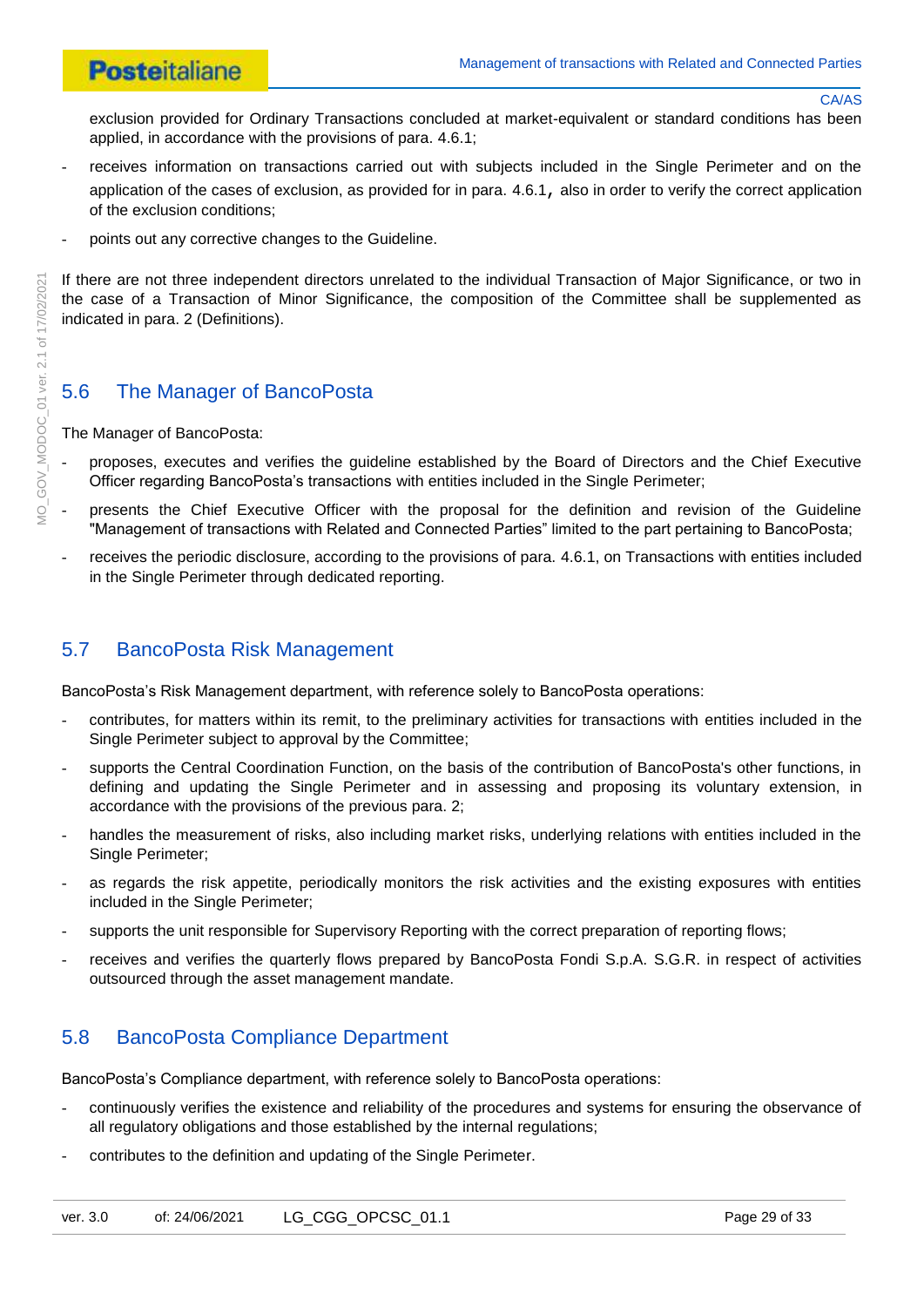exclusion provided for Ordinary Transactions concluded at market-equivalent or standard conditions has been applied, in accordance with the provisions of para. 4.6.1;

- receives information on transactions carried out with subjects included in the Single Perimeter and on the application of the cases of exclusion, as provided for in para. 4.6.1, also in order to verify the correct application of the exclusion conditions;
- points out any corrective changes to the Guideline.

If there are not three independent directors unrelated to the individual Transaction of Major Significance, or two in the case of a Transaction of Minor Significance, the composition of the Committee shall be supplemented as indicated in para. 2 (Definitions).

## 5.6 The Manager of BancoPosta

The Manager of BancoPosta:

- proposes, executes and verifies the guideline established by the Board of Directors and the Chief Executive Officer regarding BancoPosta's transactions with entities included in the Single Perimeter;
- presents the Chief Executive Officer with the proposal for the definition and revision of the Guideline "Management of transactions with Related and Connected Parties" limited to the part pertaining to BancoPosta;
- receives the periodic disclosure, according to the provisions of para. 4.6.1, on Transactions with entities included in the Single Perimeter through dedicated reporting.

## 5.7 BancoPosta Risk Management

BancoPosta's Risk Management department, with reference solely to BancoPosta operations:

- contributes, for matters within its remit, to the preliminary activities for transactions with entities included in the Single Perimeter subject to approval by the Committee;
- supports the Central Coordination Function, on the basis of the contribution of BancoPosta's other functions, in defining and updating the Single Perimeter and in assessing and proposing its voluntary extension, in accordance with the provisions of the previous para. 2;
- handles the measurement of risks, also including market risks, underlying relations with entities included in the Single Perimeter;
- as regards the risk appetite, periodically monitors the risk activities and the existing exposures with entities included in the Single Perimeter;
- supports the unit responsible for Supervisory Reporting with the correct preparation of reporting flows;
- receives and verifies the quarterly flows prepared by BancoPosta Fondi S.p.A. S.G.R. in respect of activities outsourced through the asset management mandate.

## 5.8 BancoPosta Compliance Department

BancoPosta's Compliance department, with reference solely to BancoPosta operations:

- continuously verifies the existence and reliability of the procedures and systems for ensuring the observance of all regulatory obligations and those established by the internal regulations;
- contributes to the definition and updating of the Single Perimeter.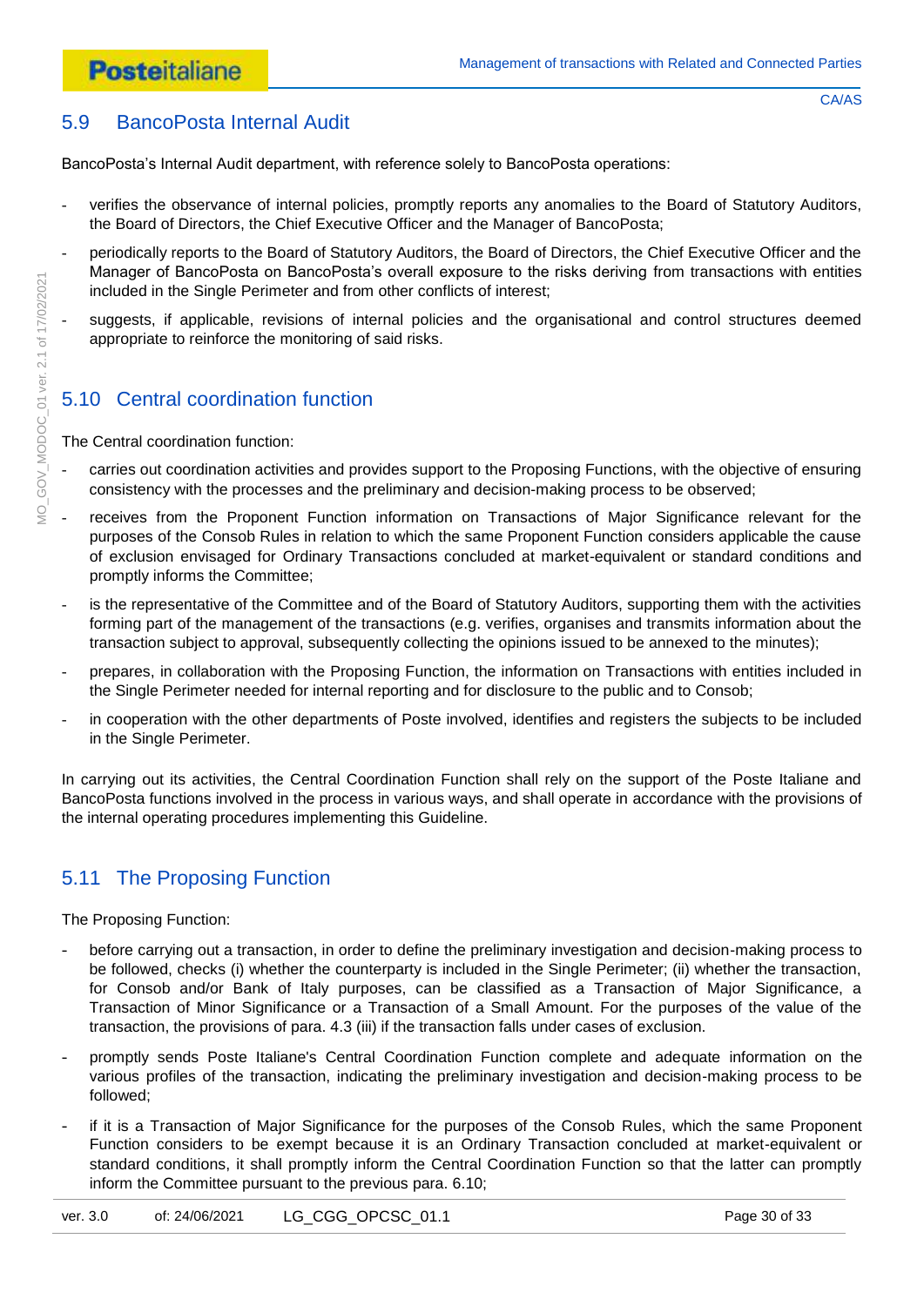## 5.9 BancoPosta Internal Audit

BancoPosta's Internal Audit department, with reference solely to BancoPosta operations:

- verifies the observance of internal policies, promptly reports any anomalies to the Board of Statutory Auditors, the Board of Directors, the Chief Executive Officer and the Manager of BancoPosta;
- periodically reports to the Board of Statutory Auditors, the Board of Directors, the Chief Executive Officer and the Manager of BancoPosta on BancoPosta's overall exposure to the risks deriving from transactions with entities included in the Single Perimeter and from other conflicts of interest;
- suggests, if applicable, revisions of internal policies and the organisational and control structures deemed appropriate to reinforce the monitoring of said risks.

## 5.10 Central coordination function

The Central coordination function:

- carries out coordination activities and provides support to the Proposing Functions, with the objective of ensuring consistency with the processes and the preliminary and decision-making process to be observed;
- receives from the Proponent Function information on Transactions of Major Significance relevant for the purposes of the Consob Rules in relation to which the same Proponent Function considers applicable the cause of exclusion envisaged for Ordinary Transactions concluded at market-equivalent or standard conditions and promptly informs the Committee;
- is the representative of the Committee and of the Board of Statutory Auditors, supporting them with the activities forming part of the management of the transactions (e.g. verifies, organises and transmits information about the transaction subject to approval, subsequently collecting the opinions issued to be annexed to the minutes);
- prepares, in collaboration with the Proposing Function, the information on Transactions with entities included in the Single Perimeter needed for internal reporting and for disclosure to the public and to Consob;
- in cooperation with the other departments of Poste involved, identifies and registers the subjects to be included in the Single Perimeter.

In carrying out its activities, the Central Coordination Function shall rely on the support of the Poste Italiane and BancoPosta functions involved in the process in various ways, and shall operate in accordance with the provisions of the internal operating procedures implementing this Guideline.

## 5.11 The Proposing Function

The Proposing Function:

- before carrying out a transaction, in order to define the preliminary investigation and decision-making process to be followed, checks (i) whether the counterparty is included in the Single Perimeter; (ii) whether the transaction, for Consob and/or Bank of Italy purposes, can be classified as a Transaction of Major Significance, a Transaction of Minor Significance or a Transaction of a Small Amount. For the purposes of the value of the transaction, the provisions of para. 4.3 (iii) if the transaction falls under cases of exclusion.
- promptly sends Poste Italiane's Central Coordination Function complete and adequate information on the various profiles of the transaction, indicating the preliminary investigation and decision-making process to be followed;
- if it is a Transaction of Major Significance for the purposes of the Consob Rules, which the same Proponent Function considers to be exempt because it is an Ordinary Transaction concluded at market-equivalent or standard conditions, it shall promptly inform the Central Coordination Function so that the latter can promptly inform the Committee pursuant to the previous para. 6.10;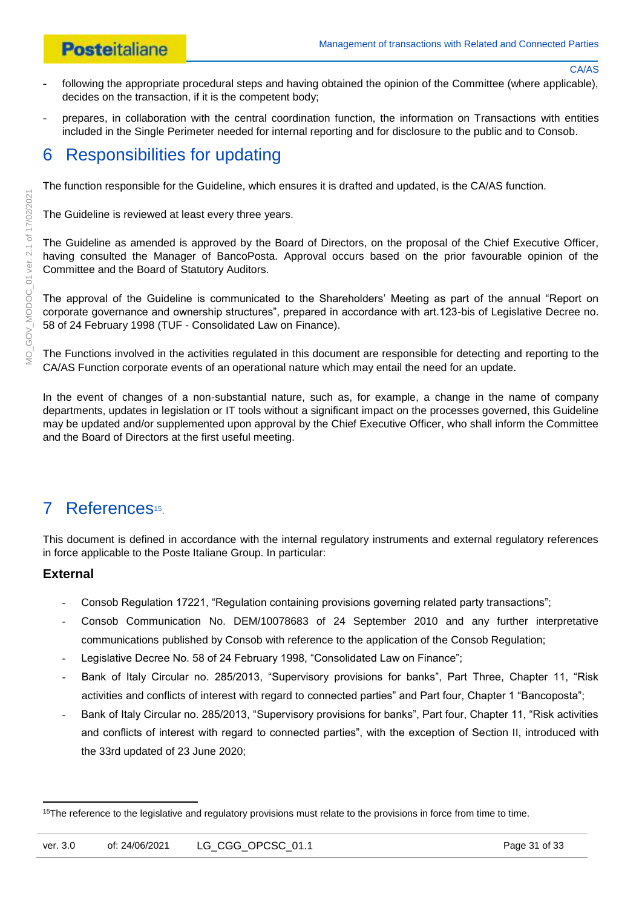- following the appropriate procedural steps and having obtained the opinion of the Committee (where applicable), decides on the transaction, if it is the competent body;
- prepares, in collaboration with the central coordination function, the information on Transactions with entities included in the Single Perimeter needed for internal reporting and for disclosure to the public and to Consob.

# 6 Responsibilities for updating

The function responsible for the Guideline, which ensures it is drafted and updated, is the CA/AS function.

The Guideline is reviewed at least every three years.

The Guideline as amended is approved by the Board of Directors, on the proposal of the Chief Executive Officer, having consulted the Manager of BancoPosta. Approval occurs based on the prior favourable opinion of the Committee and the Board of Statutory Auditors.

The approval of the Guideline is communicated to the Shareholders' Meeting as part of the annual "Report on corporate governance and ownership structures", prepared in accordance with art.123-bis of Legislative Decree no. 58 of 24 February 1998 (TUF - Consolidated Law on Finance).

The Functions involved in the activities regulated in this document are responsible for detecting and reporting to the CA/AS Function corporate events of an operational nature which may entail the need for an update.

In the event of changes of a non-substantial nature, such as, for example, a change in the name of company departments, updates in legislation or IT tools without a significant impact on the processes governed, this Guideline may be updated and/or supplemented upon approval by the Chief Executive Officer, who shall inform the Committee and the Board of Directors at the first useful meeting.

# 7 References[15].

This document is defined in accordance with the internal regulatory instruments and external regulatory references in force applicable to the Poste Italiane Group. In particular:

### External

- Consob Regulation 17221, "Regulation containing provisions governing related party transactions";
- Consob Communication No. DEM/10078683 of 24 September 2010 and any further interpretative communications published by Consob with reference to the application of the Consob Regulation;
- Legislative Decree No. 58 of 24 February 1998, "Consolidated Law on Finance";
- Bank of Italy Circular no. 285/2013, "Supervisory provisions for banks", Part Three, Chapter 11, "Risk activities and conflicts of interest with regard to connected parties" and Part four, Chapter 1 "Bancoposta";
- Bank of Italy Circular no. 285/2013, "Supervisory provisions for banks", Part four, Chapter 11, "Risk activities and conflicts of interest with regard to connected parties", with the exception of Section II, introduced with the 33rd updated of 23 June 2020;

[15]The reference to the legislative and regulatory provisions must relate to the provisions in force from time to time.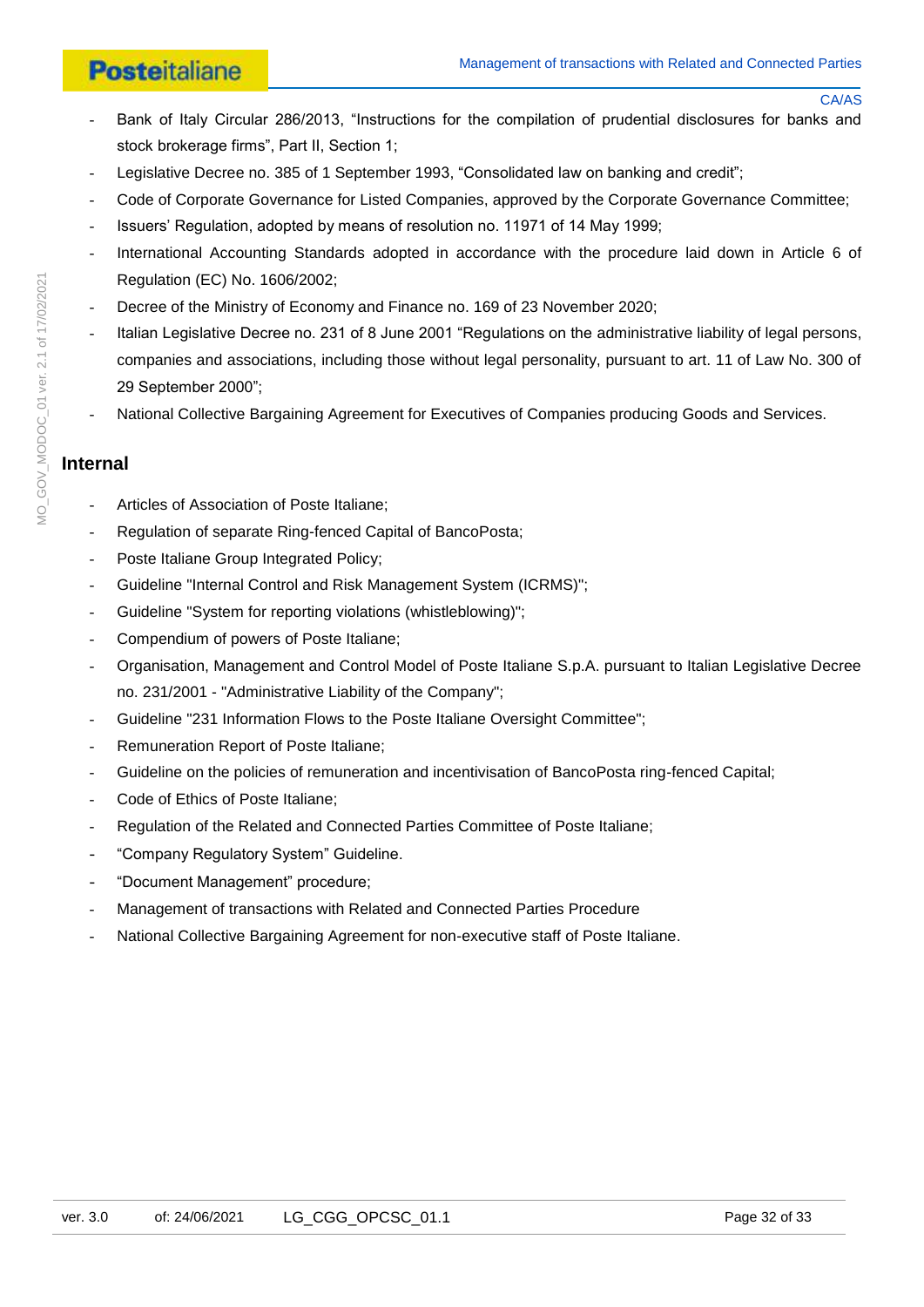- Bank of Italy Circular 286/2013, "Instructions for the compilation of prudential disclosures for banks and stock brokerage firms", Part II, Section 1;
- Legislative Decree no. 385 of 1 September 1993, "Consolidated law on banking and credit";
- Code of Corporate Governance for Listed Companies, approved by the Corporate Governance Committee;
- Issuers' Regulation, adopted by means of resolution no. 11971 of 14 May 1999;
- International Accounting Standards adopted in accordance with the procedure laid down in Article 6 of Regulation (EC) No. 1606/2002;
- Decree of the Ministry of Economy and Finance no. 169 of 23 November 2020;
- Italian Legislative Decree no. 231 of 8 June 2001 "Regulations on the administrative liability of legal persons, companies and associations, including those without legal personality, pursuant to art. 11 of Law No. 300 of 29 September 2000";
- National Collective Bargaining Agreement for Executives of Companies producing Goods and Services.

## Internal

- Articles of Association of Poste Italiane;
- Regulation of separate Ring-fenced Capital of BancoPosta;
- Poste Italiane Group Integrated Policy;
- Guideline "Internal Control and Risk Management System (ICRMS)";
- Guideline "System for reporting violations (whistleblowing)";
- Compendium of powers of Poste Italiane;
- Organisation, Management and Control Model of Poste Italiane S.p.A. pursuant to Italian Legislative Decree no. 231/2001 - "Administrative Liability of the Company";
- Guideline "231 Information Flows to the Poste Italiane Oversight Committee";
- Remuneration Report of Poste Italiane;
- Guideline on the policies of remuneration and incentivisation of BancoPosta ring-fenced Capital;
- Code of Ethics of Poste Italiane;
- Regulation of the Related and Connected Parties Committee of Poste Italiane;
- "Company Regulatory System" Guideline.
- "Document Management" procedure;
- Management of transactions with Related and Connected Parties Procedure
- National Collective Bargaining Agreement for non-executive staff of Poste Italiane.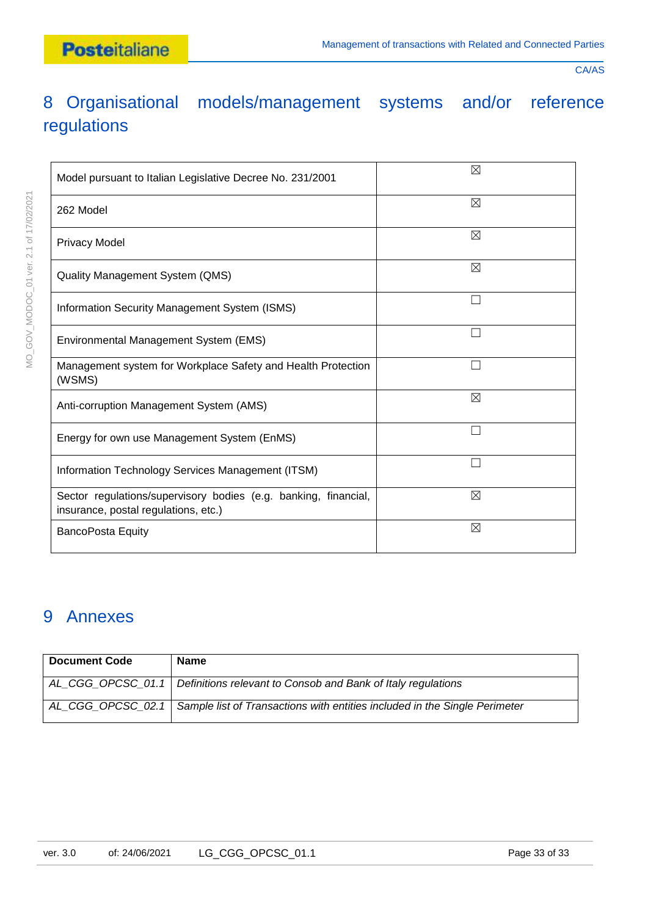# 8 Organisational models/management systems and/or reference regulations

| | |
|---|---|
| Model pursuant to Italian Legislative Decree No. 231/2001 | ☒ |
| 262 Model | ☒ |
| Privacy Model | ☒ |
| Quality Management System (QMS) | ☒ |
| Information Security Management System (ISMS) | ☐ |
| Environmental Management System (EMS) | ☐ |
| Management system for Workplace Safety and Health Protection (WSMS) | ☐ |
| Anti-corruption Management System (AMS) | ☒ |
| Energy for own use Management System (EnMS) | ☐ |
| Information Technology Services Management (ITSM) | ☐ |
| Sector regulations/supervisory bodies (e.g. banking, financial, insurance, postal regulations, etc.) | ☒ |
| BancoPosta Equity | ☒ |

# 9 Annexes

| **Document Code** | **Name** |
|---|---|
| *AL_CGG_OPCSC_01.1* | *Definitions relevant to Consob and Bank of Italy regulations* |
| *AL_CGG_OPCSC_02.1* | *Sample list of Transactions with entities included in the Single Perimeter* |